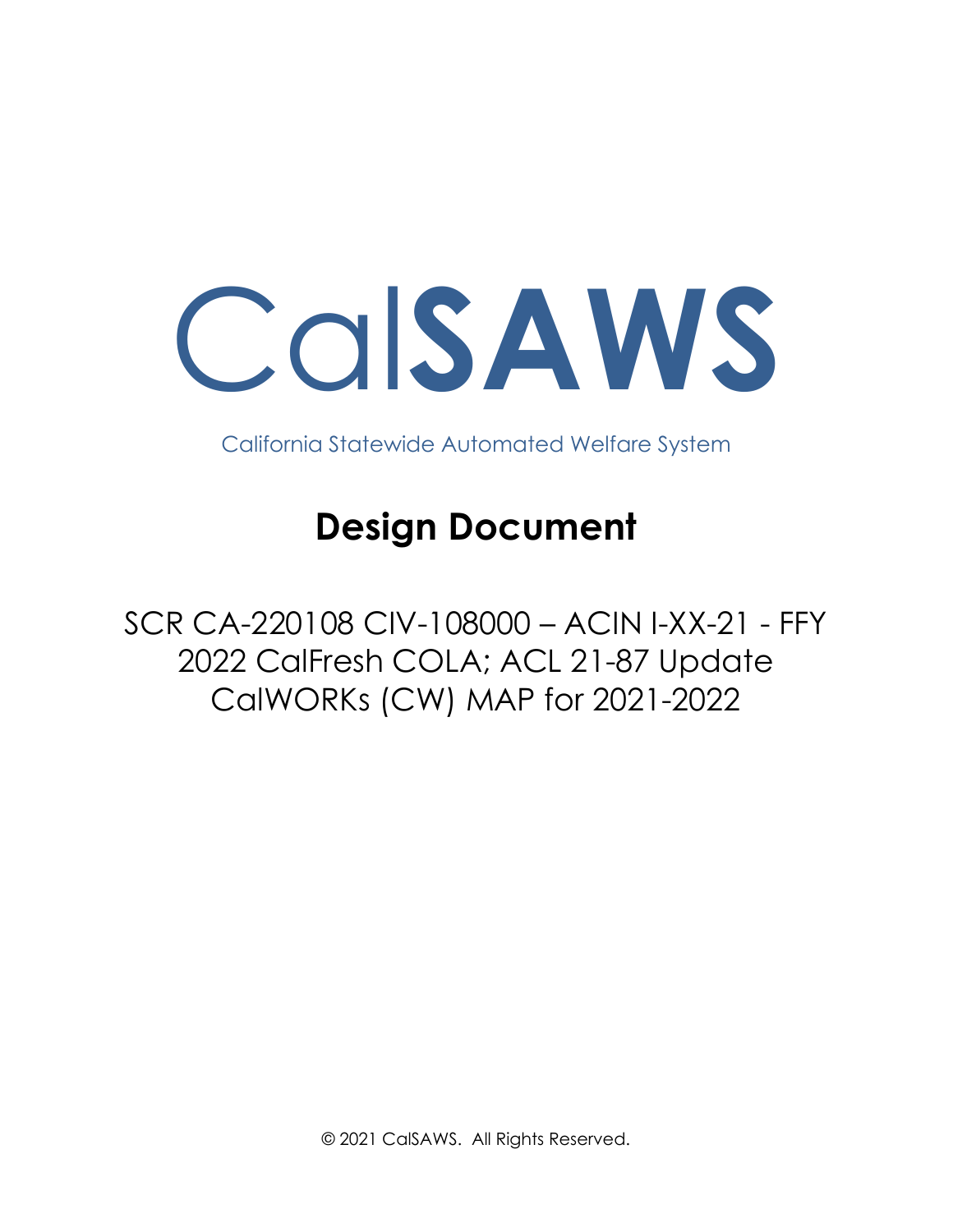# CalSAWS

California Statewide Automated Welfare System

## Design Document

SCR CA-220108 CIV-108000 – ACIN I-XX-21 - FFY 2022 CalFresh COLA; ACL 21-87 Update CalWORKs (CW) MAP for 2021-2022

© 2021 CalSAWS. All Rights Reserved.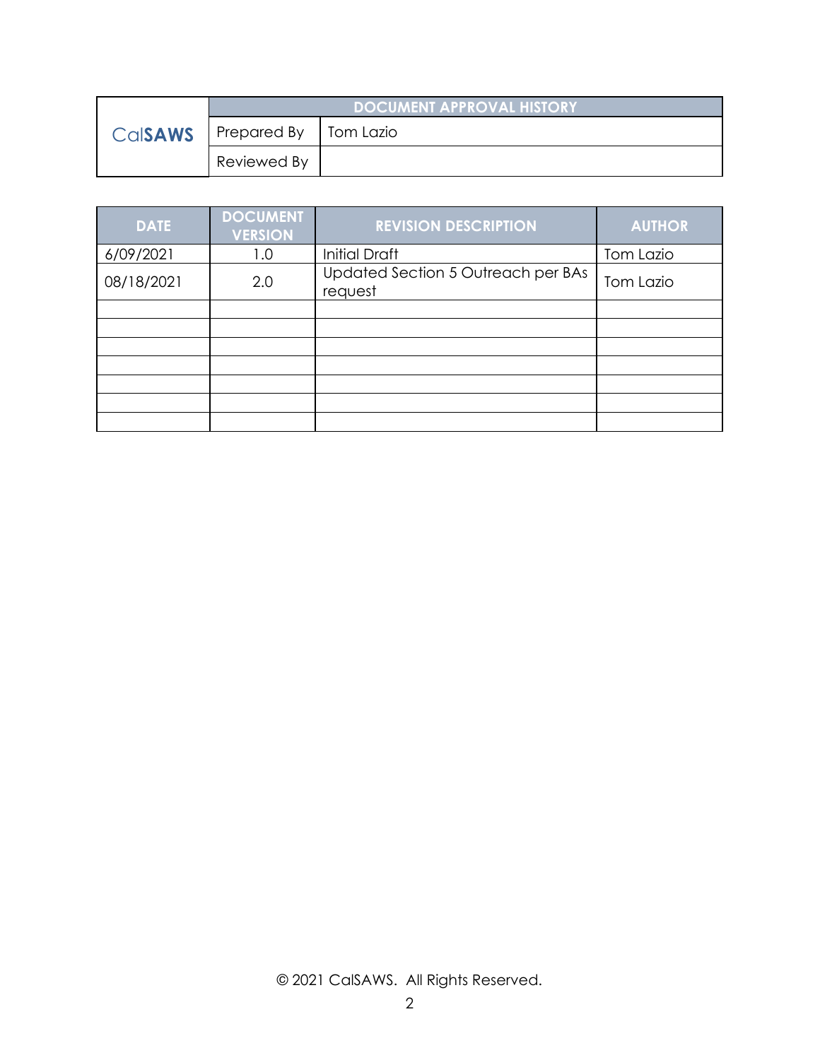| CalSAWS | DOCUMENT APPROVAL HISTORY | |
|---|---|---|
| | Prepared By | Tom Lazio |
| | Reviewed By | |

| DATE | DOCUMENT VERSION | REVISION DESCRIPTION | AUTHOR |
|---|---|---|---|
| 6/09/2021 | 1.0 | Initial Draft | Tom Lazio |
| 08/18/2021 | 2.0 | Updated Section 5 Outreach per BAs request | Tom Lazio |
| | | | |
| | | | |
| | | | |
| | | | |
| | | | |
| | | | |
| | | | |

© 2021 CalSAWS. All Rights Reserved.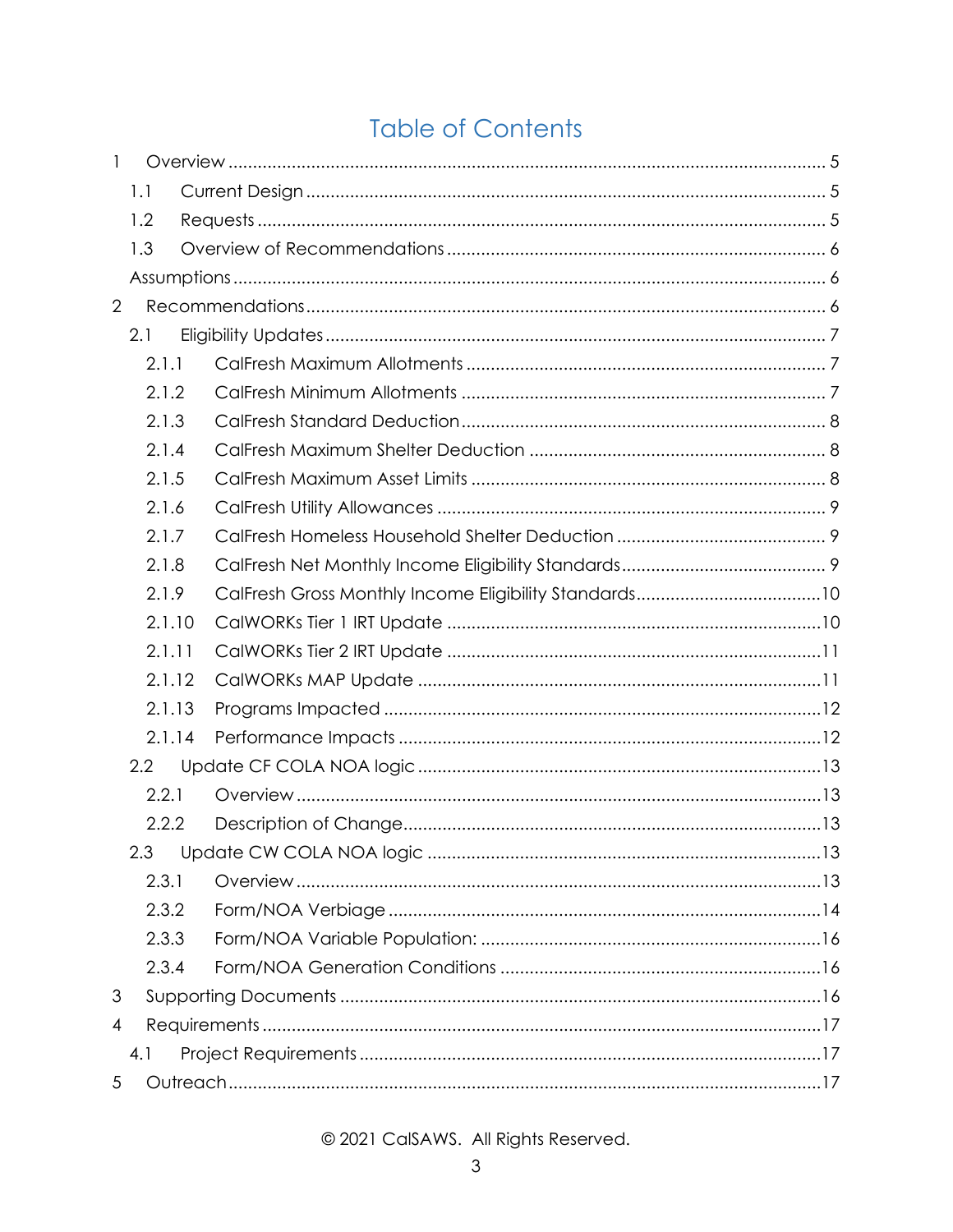# Table of Contents

1 Overview ........ 5
- 1.1 Current Design ........ 5
- 1.2 Requests ........ 5
- 1.3 Overview of Recommendations ........ 6
- Assumptions ........ 6

2 Recommendations ........ 6
- 2.1 Eligibility Updates ........ 7
  - 2.1.1 CalFresh Maximum Allotments ........ 7
  - 2.1.2 CalFresh Minimum Allotments ........ 7
  - 2.1.3 CalFresh Standard Deduction ........ 8
  - 2.1.4 CalFresh Maximum Shelter Deduction ........ 8
  - 2.1.5 CalFresh Maximum Asset Limits ........ 8
  - 2.1.6 CalFresh Utility Allowances ........ 9
  - 2.1.7 CalFresh Homeless Household Shelter Deduction ........ 9
  - 2.1.8 CalFresh Net Monthly Income Eligibility Standards ........ 9
  - 2.1.9 CalFresh Gross Monthly Income Eligibility Standards ........ 10
  - 2.1.10 CalWORKs Tier 1 IRT Update ........ 10
  - 2.1.11 CalWORKs Tier 2 IRT Update ........ 11
  - 2.1.12 CalWORKs MAP Update ........ 11
  - 2.1.13 Programs Impacted ........ 12
  - 2.1.14 Performance Impacts ........ 12
- 2.2 Update CF COLA NOA logic ........ 13
  - 2.2.1 Overview ........ 13
  - 2.2.2 Description of Change ........ 13
- 2.3 Update CW COLA NOA logic ........ 13
  - 2.3.1 Overview ........ 13
  - 2.3.2 Form/NOA Verbiage ........ 14
  - 2.3.3 Form/NOA Variable Population: ........ 16
  - 2.3.4 Form/NOA Generation Conditions ........ 16

3 Supporting Documents ........ 16

4 Requirements ........ 17
- 4.1 Project Requirements ........ 17

5 Outreach ........ 17

© 2021 CalSAWS. All Rights Reserved.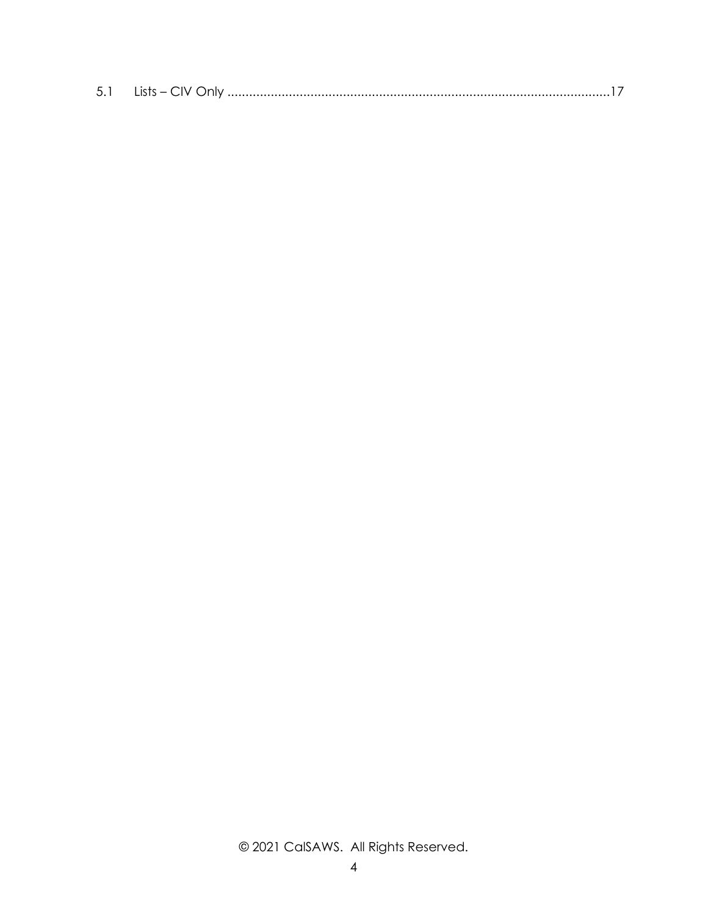5.1 Lists – CIV Only ........................................................................................................17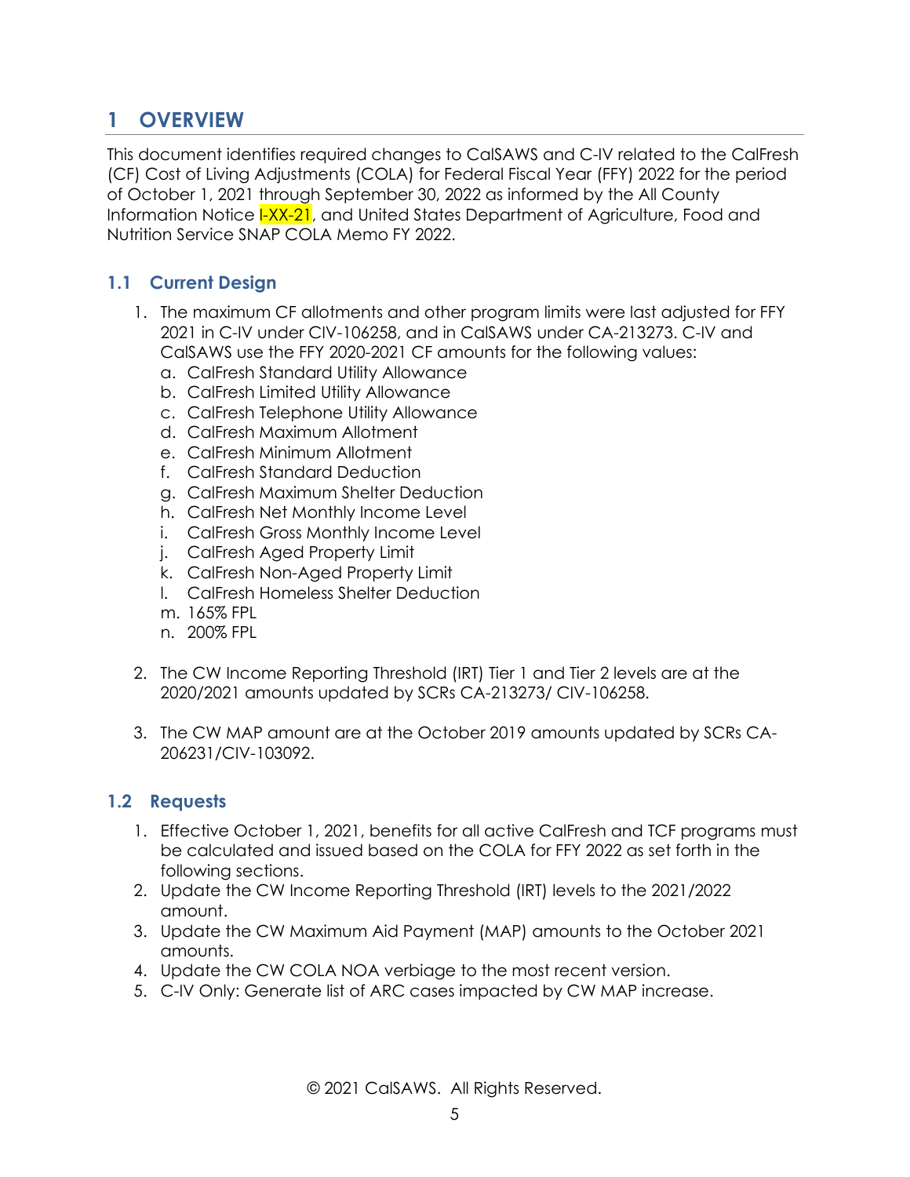# 1 OVERVIEW

This document identifies required changes to CalSAWS and C-IV related to the CalFresh (CF) Cost of Living Adjustments (COLA) for Federal Fiscal Year (FFY) 2022 for the period of October 1, 2021 through September 30, 2022 as informed by the All County Information Notice I-XX-21, and United States Department of Agriculture, Food and Nutrition Service SNAP COLA Memo FY 2022.

## 1.1 Current Design

1. The maximum CF allotments and other program limits were last adjusted for FFY 2021 in C-IV under CIV-106258, and in CalSAWS under CA-213273. C-IV and CalSAWS use the FFY 2020-2021 CF amounts for the following values:
   a. CalFresh Standard Utility Allowance
   b. CalFresh Limited Utility Allowance
   c. CalFresh Telephone Utility Allowance
   d. CalFresh Maximum Allotment
   e. CalFresh Minimum Allotment
   f. CalFresh Standard Deduction
   g. CalFresh Maximum Shelter Deduction
   h. CalFresh Net Monthly Income Level
   i. CalFresh Gross Monthly Income Level
   j. CalFresh Aged Property Limit
   k. CalFresh Non-Aged Property Limit
   l. CalFresh Homeless Shelter Deduction
   m. 165% FPL
   n. 200% FPL

2. The CW Income Reporting Threshold (IRT) Tier 1 and Tier 2 levels are at the 2020/2021 amounts updated by SCRs CA-213273/ CIV-106258.

3. The CW MAP amount are at the October 2019 amounts updated by SCRs CA-206231/CIV-103092.

## 1.2 Requests

1. Effective October 1, 2021, benefits for all active CalFresh and TCF programs must be calculated and issued based on the COLA for FFY 2022 as set forth in the following sections.
2. Update the CW Income Reporting Threshold (IRT) levels to the 2021/2022 amount.
3. Update the CW Maximum Aid Payment (MAP) amounts to the October 2021 amounts.
4. Update the CW COLA NOA verbiage to the most recent version.
5. C-IV Only: Generate list of ARC cases impacted by CW MAP increase.

© 2021 CalSAWS. All Rights Reserved.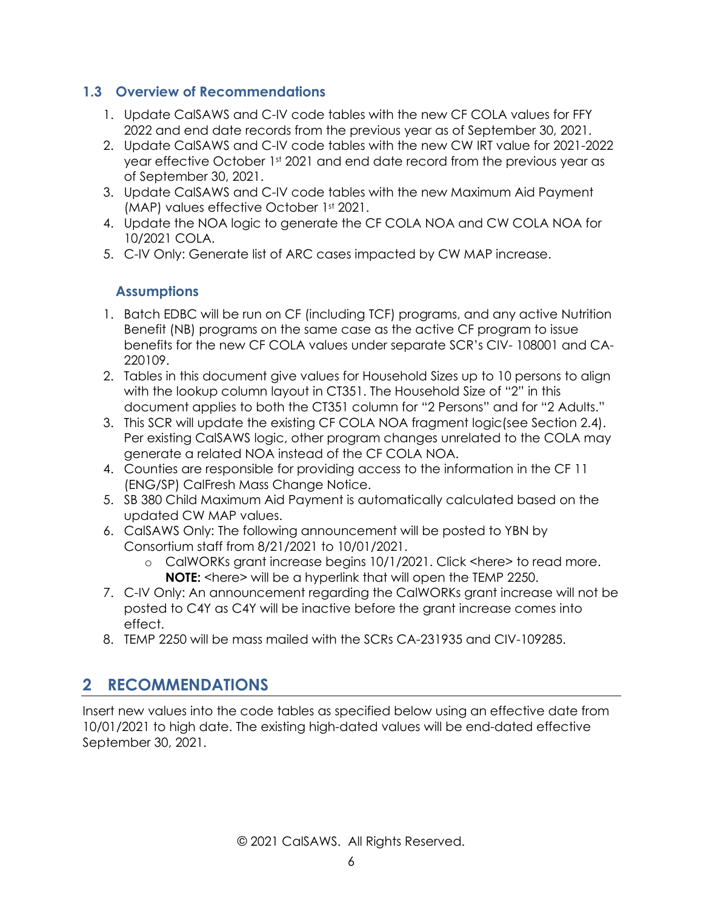### 1.3 Overview of Recommendations

1. Update CalSAWS and C-IV code tables with the new CF COLA values for FFY 2022 and end date records from the previous year as of September 30, 2021.
2. Update CalSAWS and C-IV code tables with the new CW IRT value for 2021-2022 year effective October 1st 2021 and end date record from the previous year as of September 30, 2021.
3. Update CalSAWS and C-IV code tables with the new Maximum Aid Payment (MAP) values effective October 1st 2021.
4. Update the NOA logic to generate the CF COLA NOA and CW COLA NOA for 10/2021 COLA.
5. C-IV Only: Generate list of ARC cases impacted by CW MAP increase.

### Assumptions

1. Batch EDBC will be run on CF (including TCF) programs, and any active Nutrition Benefit (NB) programs on the same case as the active CF program to issue benefits for the new CF COLA values under separate SCR's CIV- 108001 and CA-220109.
2. Tables in this document give values for Household Sizes up to 10 persons to align with the lookup column layout in CT351. The Household Size of "2" in this document applies to both the CT351 column for "2 Persons" and for "2 Adults."
3. This SCR will update the existing CF COLA NOA fragment logic(see Section 2.4). Per existing CalSAWS logic, other program changes unrelated to the COLA may generate a related NOA instead of the CF COLA NOA.
4. Counties are responsible for providing access to the information in the CF 11 (ENG/SP) CalFresh Mass Change Notice.
5. SB 380 Child Maximum Aid Payment is automatically calculated based on the updated CW MAP values.
6. CalSAWS Only: The following announcement will be posted to YBN by Consortium staff from 8/21/2021 to 10/01/2021.
   - CalWORKs grant increase begins 10/1/2021. Click <here> to read more. **NOTE:** <here> will be a hyperlink that will open the TEMP 2250.
7. C-IV Only: An announcement regarding the CalWORKs grant increase will not be posted to C4Y as C4Y will be inactive before the grant increase comes into effect.
8. TEMP 2250 will be mass mailed with the SCRs CA-231935 and CIV-109285.

## 2 RECOMMENDATIONS

Insert new values into the code tables as specified below using an effective date from 10/01/2021 to high date. The existing high-dated values will be end-dated effective September 30, 2021.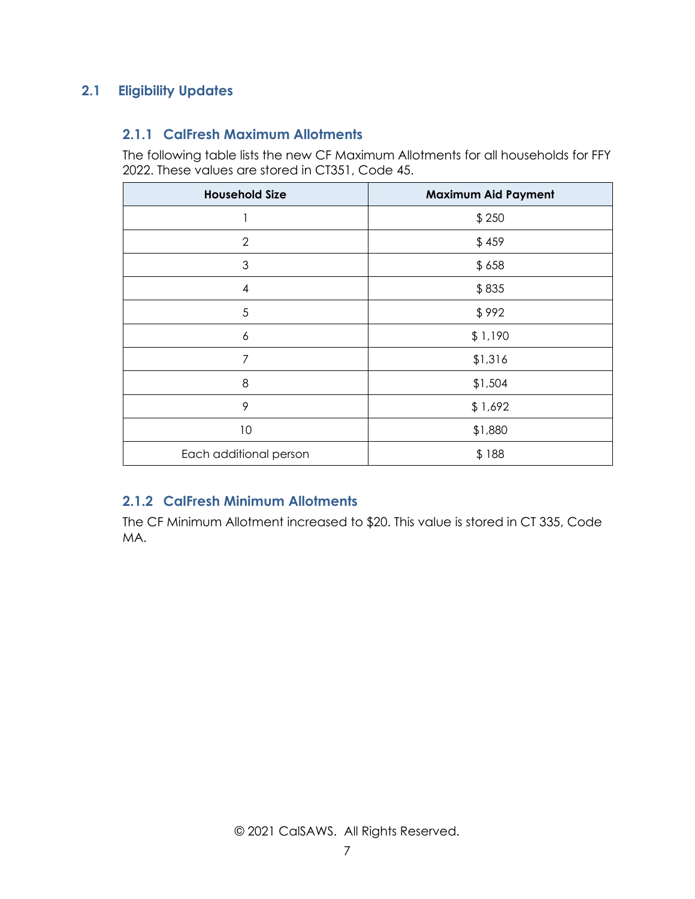## 2.1 Eligibility Updates

### 2.1.1 CalFresh Maximum Allotments

The following table lists the new CF Maximum Allotments for all households for FFY 2022. These values are stored in CT351, Code 45.

| Household Size | Maximum Aid Payment |
|---|---|
| 1 | $ 250 |
| 2 | $ 459 |
| 3 | $ 658 |
| 4 | $ 835 |
| 5 | $ 992 |
| 6 | $ 1,190 |
| 7 | $1,316 |
| 8 | $1,504 |
| 9 | $ 1,692 |
| 10 | $1,880 |
| Each additional person | $ 188 |

### 2.1.2 CalFresh Minimum Allotments

The CF Minimum Allotment increased to $20. This value is stored in CT 335, Code MA.

© 2021 CalSAWS. All Rights Reserved.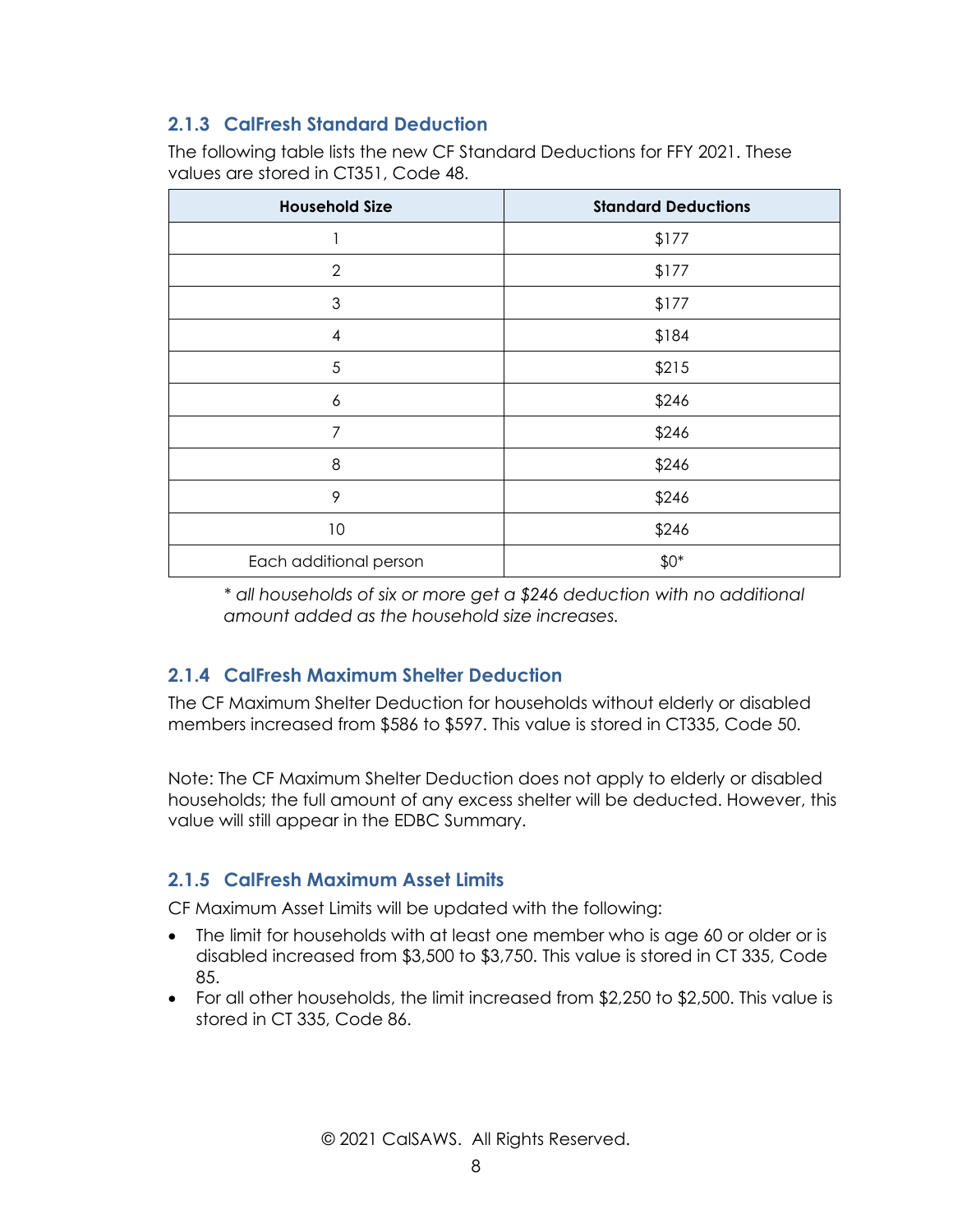### 2.1.3 CalFresh Standard Deduction

The following table lists the new CF Standard Deductions for FFY 2021. These values are stored in CT351, Code 48.

| Household Size | Standard Deductions |
|---|---|
| 1 | $177 |
| 2 | $177 |
| 3 | $177 |
| 4 | $184 |
| 5 | $215 |
| 6 | $246 |
| 7 | $246 |
| 8 | $246 |
| 9 | $246 |
| 10 | $246 |
| Each additional person | $0* |

*\* all households of six or more get a $246 deduction with no additional amount added as the household size increases.*

### 2.1.4 CalFresh Maximum Shelter Deduction

The CF Maximum Shelter Deduction for households without elderly or disabled members increased from $586 to $597. This value is stored in CT335, Code 50.

Note: The CF Maximum Shelter Deduction does not apply to elderly or disabled households; the full amount of any excess shelter will be deducted. However, this value will still appear in the EDBC Summary.

### 2.1.5 CalFresh Maximum Asset Limits

CF Maximum Asset Limits will be updated with the following:

- The limit for households with at least one member who is age 60 or older or is disabled increased from $3,500 to $3,750. This value is stored in CT 335, Code 85.
- For all other households, the limit increased from $2,250 to $2,500. This value is stored in CT 335, Code 86.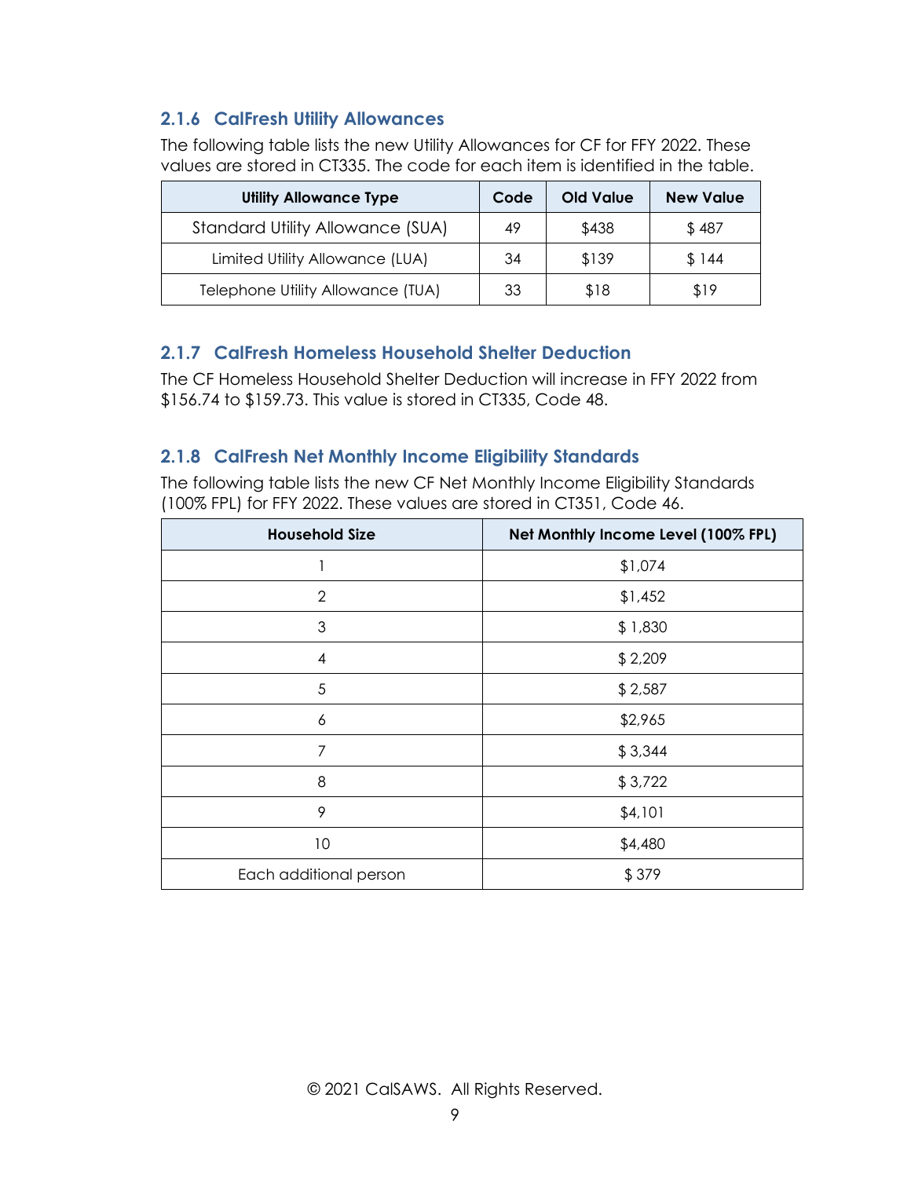### 2.1.6 CalFresh Utility Allowances

The following table lists the new Utility Allowances for CF for FFY 2022. These values are stored in CT335. The code for each item is identified in the table.

| Utility Allowance Type | Code | Old Value | New Value |
|---|---|---|---|
| Standard Utility Allowance (SUA) | 49 | $438 | $ 487 |
| Limited Utility Allowance (LUA) | 34 | $139 | $ 144 |
| Telephone Utility Allowance (TUA) | 33 | $18 | $19 |

### 2.1.7 CalFresh Homeless Household Shelter Deduction

The CF Homeless Household Shelter Deduction will increase in FFY 2022 from $156.74 to $159.73. This value is stored in CT335, Code 48.

### 2.1.8 CalFresh Net Monthly Income Eligibility Standards

The following table lists the new CF Net Monthly Income Eligibility Standards (100% FPL) for FFY 2022. These values are stored in CT351, Code 46.

| Household Size | Net Monthly Income Level (100% FPL) |
|---|---|
| 1 | $1,074 |
| 2 | $1,452 |
| 3 | $ 1,830 |
| 4 | $ 2,209 |
| 5 | $ 2,587 |
| 6 | $2,965 |
| 7 | $ 3,344 |
| 8 | $ 3,722 |
| 9 | $4,101 |
| 10 | $4,480 |
| Each additional person | $ 379 |

© 2021 CalSAWS. All Rights Reserved.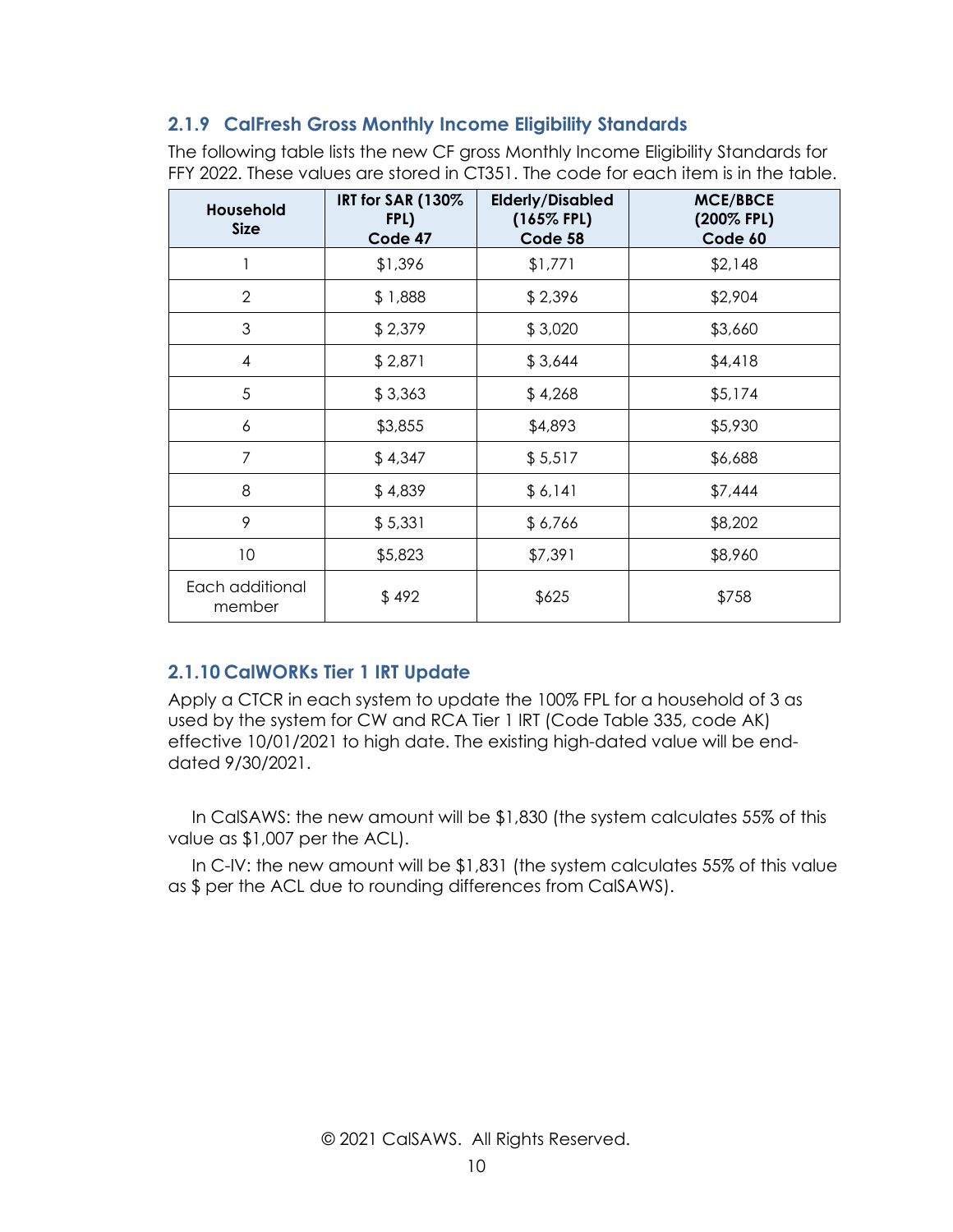### 2.1.9 CalFresh Gross Monthly Income Eligibility Standards

The following table lists the new CF gross Monthly Income Eligibility Standards for FFY 2022. These values are stored in CT351. The code for each item is in the table.

| Household Size | IRT for SAR (130% FPL) Code 47 | Elderly/Disabled (165% FPL) Code 58 | MCE/BBCE (200% FPL) Code 60 |
|---|---|---|---|
| 1 | $1,396 | $1,771 | $2,148 |
| 2 | $ 1,888 | $ 2,396 | $2,904 |
| 3 | $ 2,379 | $ 3,020 | $3,660 |
| 4 | $ 2,871 | $ 3,644 | $4,418 |
| 5 | $ 3,363 | $ 4,268 | $5,174 |
| 6 | $3,855 | $4,893 | $5,930 |
| 7 | $ 4,347 | $ 5,517 | $6,688 |
| 8 | $ 4,839 | $ 6,141 | $7,444 |
| 9 | $ 5,331 | $ 6,766 | $8,202 |
| 10 | $5,823 | $7,391 | $8,960 |
| Each additional member | $ 492 | $625 | $758 |

### 2.1.10 CalWORKs Tier 1 IRT Update

Apply a CTCR in each system to update the 100% FPL for a household of 3 as used by the system for CW and RCA Tier 1 IRT (Code Table 335, code AK) effective 10/01/2021 to high date. The existing high-dated value will be end-dated 9/30/2021.

In CalSAWS: the new amount will be $1,830 (the system calculates 55% of this value as $1,007 per the ACL).

In C-IV: the new amount will be $1,831 (the system calculates 55% of this value as $ per the ACL due to rounding differences from CalSAWS).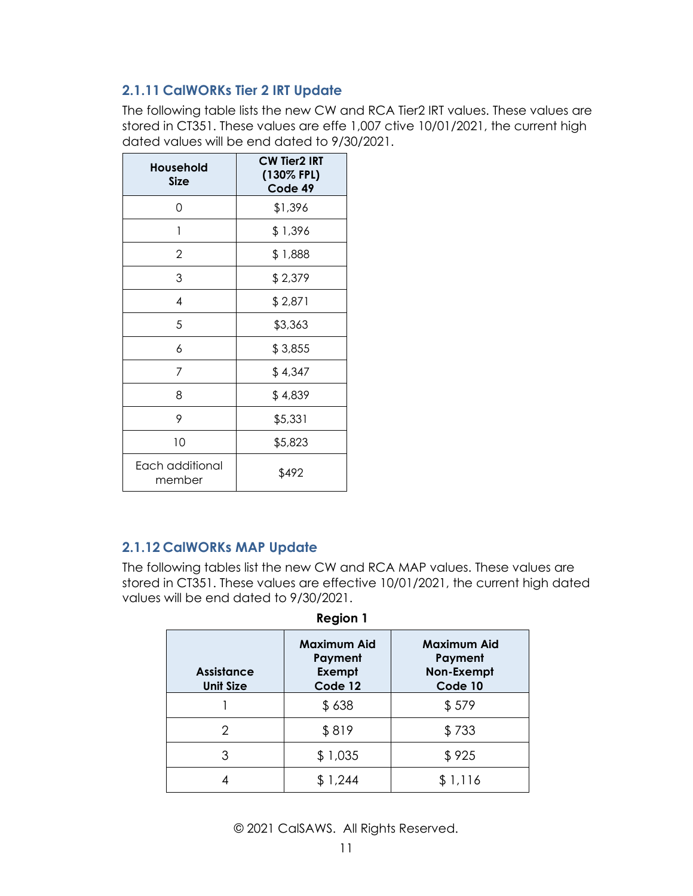### 2.1.11 CalWORKs Tier 2 IRT Update

The following table lists the new CW and RCA Tier2 IRT values. These values are stored in CT351. These values are effe 1,007 ctive 10/01/2021, the current high dated values will be end dated to 9/30/2021.

| Household Size | CW Tier2 IRT (130% FPL) Code 49 |
|---|---|
| 0 | $1,396 |
| 1 | $ 1,396 |
| 2 | $ 1,888 |
| 3 | $ 2,379 |
| 4 | $ 2,871 |
| 5 | $3,363 |
| 6 | $ 3,855 |
| 7 | $ 4,347 |
| 8 | $ 4,839 |
| 9 | $5,331 |
| 10 | $5,823 |
| Each additional member | $492 |

### 2.1.12 CalWORKs MAP Update

The following tables list the new CW and RCA MAP values. These values are stored in CT351. These values are effective 10/01/2021, the current high dated values will be end dated to 9/30/2021.

**Region 1**

| Assistance Unit Size | Maximum Aid Payment Exempt Code 12 | Maximum Aid Payment Non-Exempt Code 10 |
|---|---|---|
| 1 | $ 638 | $ 579 |
| 2 | $ 819 | $ 733 |
| 3 | $ 1,035 | $ 925 |
| 4 | $ 1,244 | $ 1,116 |

© 2021 CalSAWS. All Rights Reserved.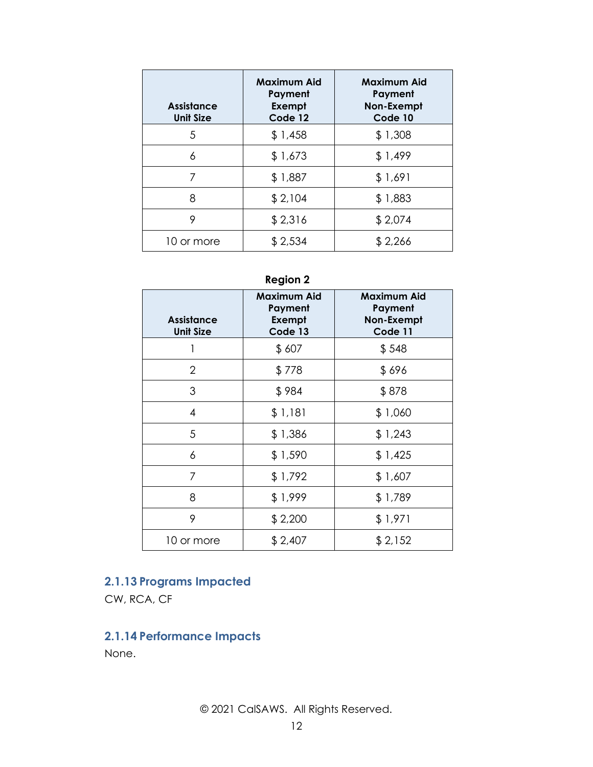| Assistance Unit Size | Maximum Aid Payment Exempt Code 12 | Maximum Aid Payment Non-Exempt Code 10 |
|---|---|---|
| 5 | $ 1,458 | $ 1,308 |
| 6 | $ 1,673 | $ 1,499 |
| 7 | $ 1,887 | $ 1,691 |
| 8 | $ 2,104 | $ 1,883 |
| 9 | $ 2,316 | $ 2,074 |
| 10 or more | $ 2,534 | $ 2,266 |

**Region 2**

| Assistance Unit Size | Maximum Aid Payment Exempt Code 13 | Maximum Aid Payment Non-Exempt Code 11 |
|---|---|---|
| 1 | $ 607 | $ 548 |
| 2 | $ 778 | $ 696 |
| 3 | $ 984 | $ 878 |
| 4 | $ 1,181 | $ 1,060 |
| 5 | $ 1,386 | $ 1,243 |
| 6 | $ 1,590 | $ 1,425 |
| 7 | $ 1,792 | $ 1,607 |
| 8 | $ 1,999 | $ 1,789 |
| 9 | $ 2,200 | $ 1,971 |
| 10 or more | $ 2,407 | $ 2,152 |

### 2.1.13 Programs Impacted

CW, RCA, CF

### 2.1.14 Performance Impacts

None.

© 2021 CalSAWS. All Rights Reserved.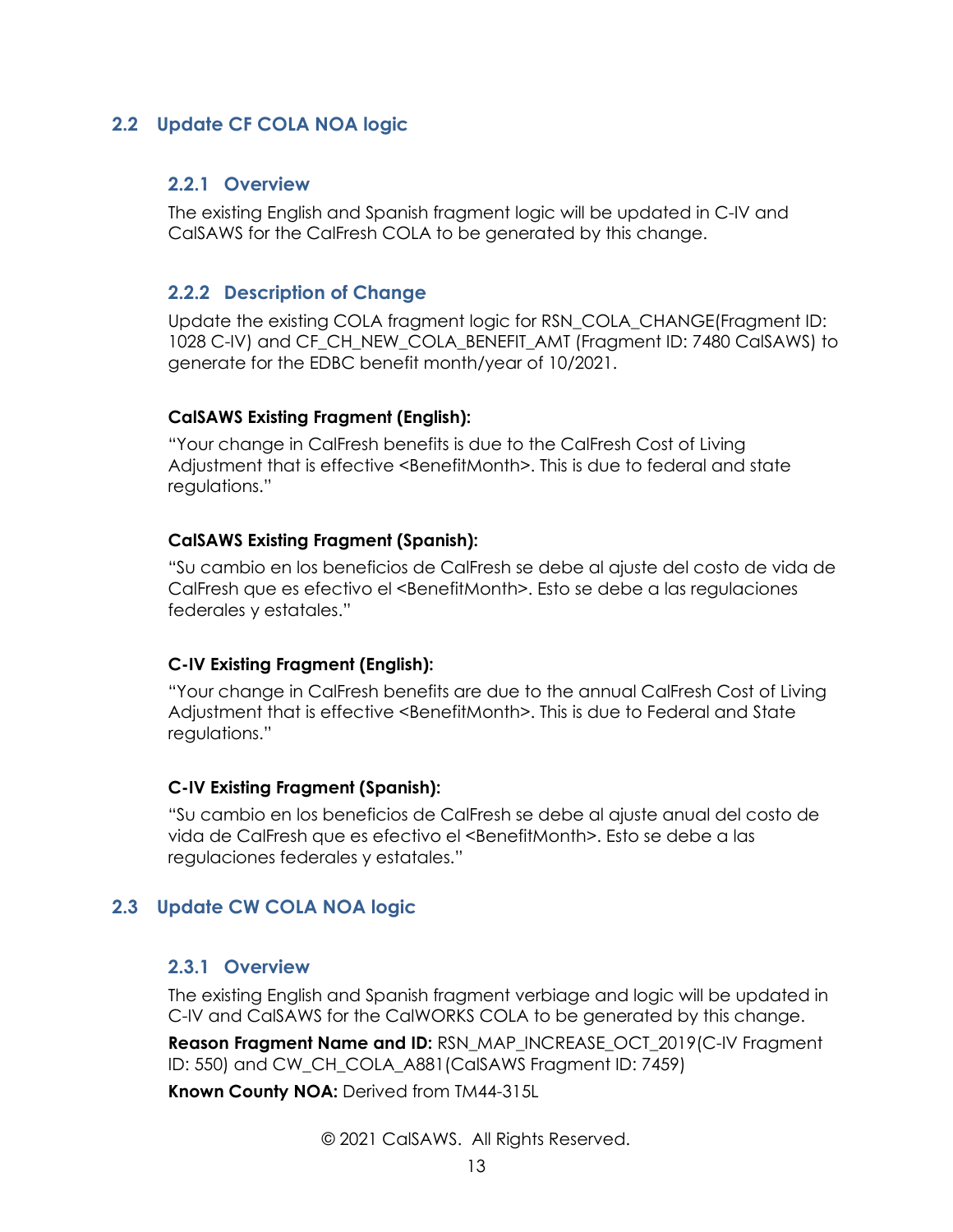## 2.2 Update CF COLA NOA logic

### 2.2.1 Overview

The existing English and Spanish fragment logic will be updated in C-IV and CalSAWS for the CalFresh COLA to be generated by this change.

### 2.2.2 Description of Change

Update the existing COLA fragment logic for RSN_COLA_CHANGE(Fragment ID: 1028 C-IV) and CF_CH_NEW_COLA_BENEFIT_AMT (Fragment ID: 7480 CalSAWS) to generate for the EDBC benefit month/year of 10/2021.

**CalSAWS Existing Fragment (English):**

"Your change in CalFresh benefits is due to the CalFresh Cost of Living Adjustment that is effective <BenefitMonth>. This is due to federal and state regulations."

**CalSAWS Existing Fragment (Spanish):**

"Su cambio en los beneficios de CalFresh se debe al ajuste del costo de vida de CalFresh que es efectivo el <BenefitMonth>. Esto se debe a las regulaciones federales y estatales."

**C-IV Existing Fragment (English):**

"Your change in CalFresh benefits are due to the annual CalFresh Cost of Living Adjustment that is effective <BenefitMonth>. This is due to Federal and State regulations."

**C-IV Existing Fragment (Spanish):**

"Su cambio en los beneficios de CalFresh se debe al ajuste anual del costo de vida de CalFresh que es efectivo el <BenefitMonth>. Esto se debe a las regulaciones federales y estatales."

## 2.3 Update CW COLA NOA logic

### 2.3.1 Overview

The existing English and Spanish fragment verbiage and logic will be updated in C-IV and CalSAWS for the CalWORKS COLA to be generated by this change.

**Reason Fragment Name and ID:** RSN_MAP_INCREASE_OCT_2019(C-IV Fragment ID: 550) and CW_CH_COLA_A881(CalSAWS Fragment ID: 7459)

**Known County NOA:** Derived from TM44-315L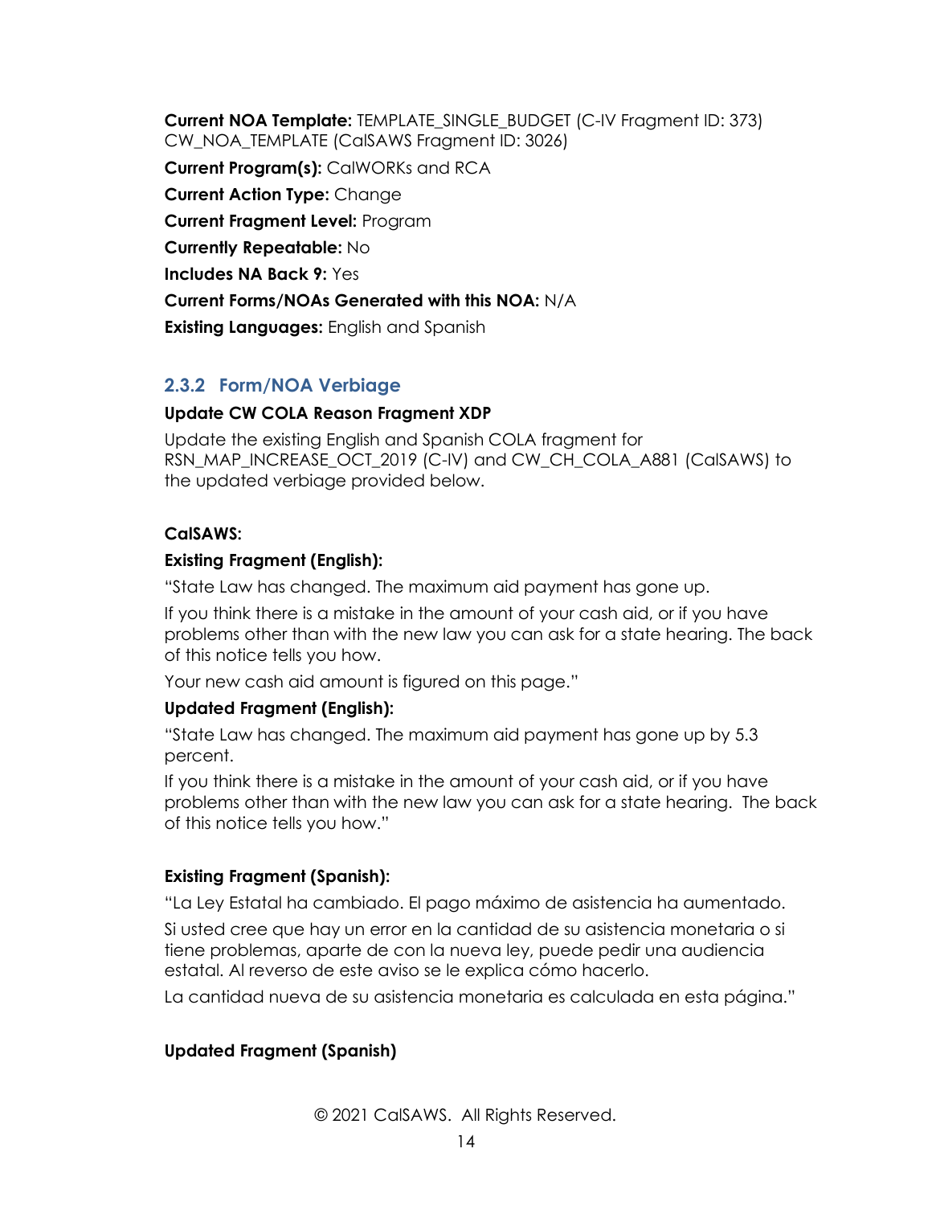**Current NOA Template:** TEMPLATE_SINGLE_BUDGET (C-IV Fragment ID: 373) CW_NOA_TEMPLATE (CalSAWS Fragment ID: 3026)

**Current Program(s):** CalWORKs and RCA

**Current Action Type:** Change

**Current Fragment Level:** Program

**Currently Repeatable:** No

**Includes NA Back 9:** Yes

**Current Forms/NOAs Generated with this NOA:** N/A

**Existing Languages:** English and Spanish

### 2.3.2 Form/NOA Verbiage

**Update CW COLA Reason Fragment XDP**

Update the existing English and Spanish COLA fragment for RSN_MAP_INCREASE_OCT_2019 (C-IV) and CW_CH_COLA_A881 (CalSAWS) to the updated verbiage provided below.

**CalSAWS:**

**Existing Fragment (English):**

"State Law has changed. The maximum aid payment has gone up.

If you think there is a mistake in the amount of your cash aid, or if you have problems other than with the new law you can ask for a state hearing. The back of this notice tells you how.

Your new cash aid amount is figured on this page."

**Updated Fragment (English):**

"State Law has changed. The maximum aid payment has gone up by 5.3 percent.

If you think there is a mistake in the amount of your cash aid, or if you have problems other than with the new law you can ask for a state hearing. The back of this notice tells you how."

**Existing Fragment (Spanish):**

"La Ley Estatal ha cambiado. El pago máximo de asistencia ha aumentado.

Si usted cree que hay un error en la cantidad de su asistencia monetaria o si tiene problemas, aparte de con la nueva ley, puede pedir una audiencia estatal. Al reverso de este aviso se le explica cómo hacerlo.

La cantidad nueva de su asistencia monetaria es calculada en esta página."

**Updated Fragment (Spanish)**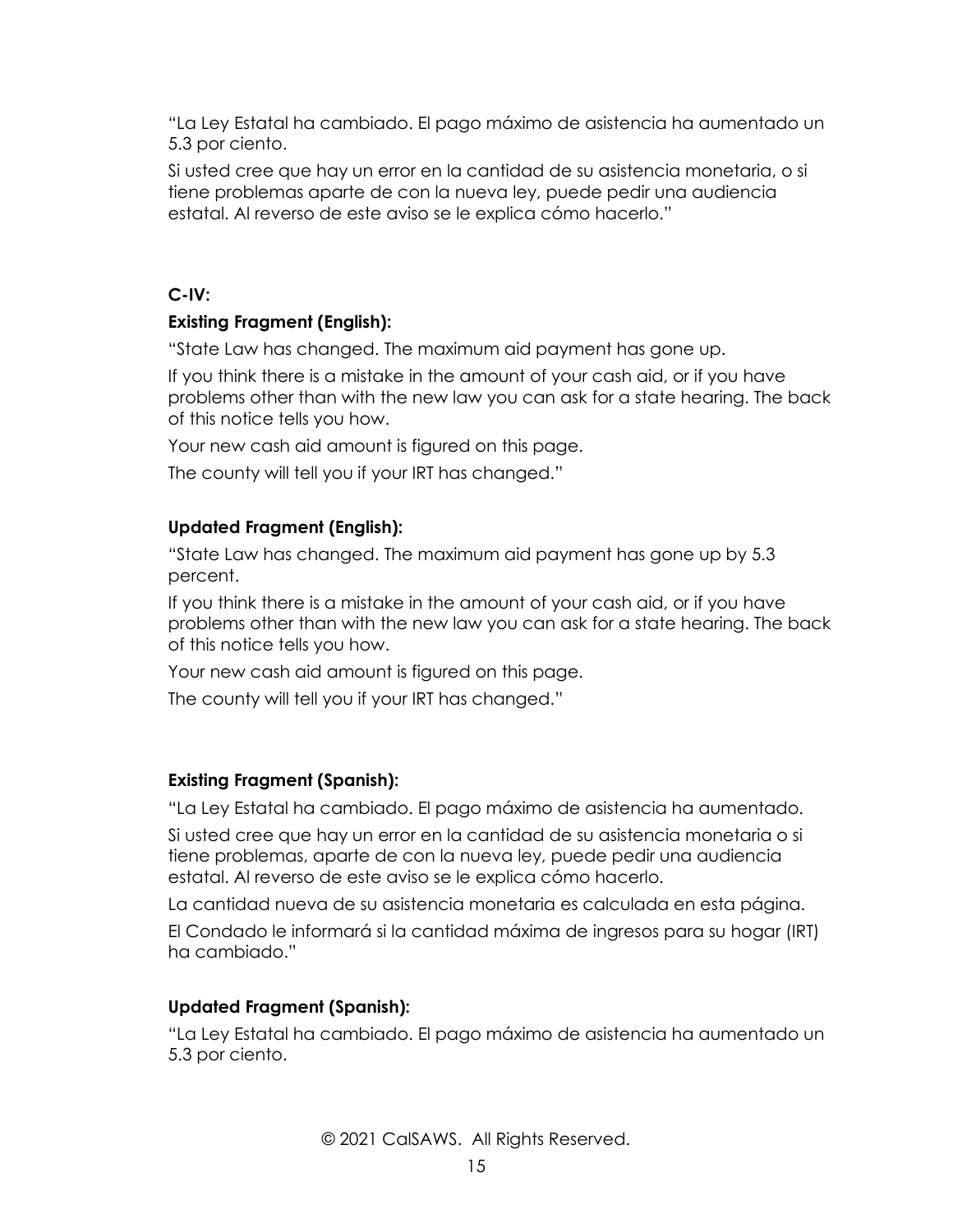"La Ley Estatal ha cambiado. El pago máximo de asistencia ha aumentado un 5.3 por ciento.

Si usted cree que hay un error en la cantidad de su asistencia monetaria, o si tiene problemas aparte de con la nueva ley, puede pedir una audiencia estatal. Al reverso de este aviso se le explica cómo hacerlo."

**C-IV:**

**Existing Fragment (English):**

"State Law has changed. The maximum aid payment has gone up.

If you think there is a mistake in the amount of your cash aid, or if you have problems other than with the new law you can ask for a state hearing. The back of this notice tells you how.

Your new cash aid amount is figured on this page.

The county will tell you if your IRT has changed."

**Updated Fragment (English):**

"State Law has changed. The maximum aid payment has gone up by 5.3 percent.

If you think there is a mistake in the amount of your cash aid, or if you have problems other than with the new law you can ask for a state hearing. The back of this notice tells you how.

Your new cash aid amount is figured on this page.

The county will tell you if your IRT has changed."

**Existing Fragment (Spanish):**

"La Ley Estatal ha cambiado. El pago máximo de asistencia ha aumentado.

Si usted cree que hay un error en la cantidad de su asistencia monetaria o si tiene problemas, aparte de con la nueva ley, puede pedir una audiencia estatal. Al reverso de este aviso se le explica cómo hacerlo.

La cantidad nueva de su asistencia monetaria es calculada en esta página.

El Condado le informará si la cantidad máxima de ingresos para su hogar (IRT) ha cambiado."

**Updated Fragment (Spanish):**

"La Ley Estatal ha cambiado. El pago máximo de asistencia ha aumentado un 5.3 por ciento.

© 2021 CalSAWS. All Rights Reserved.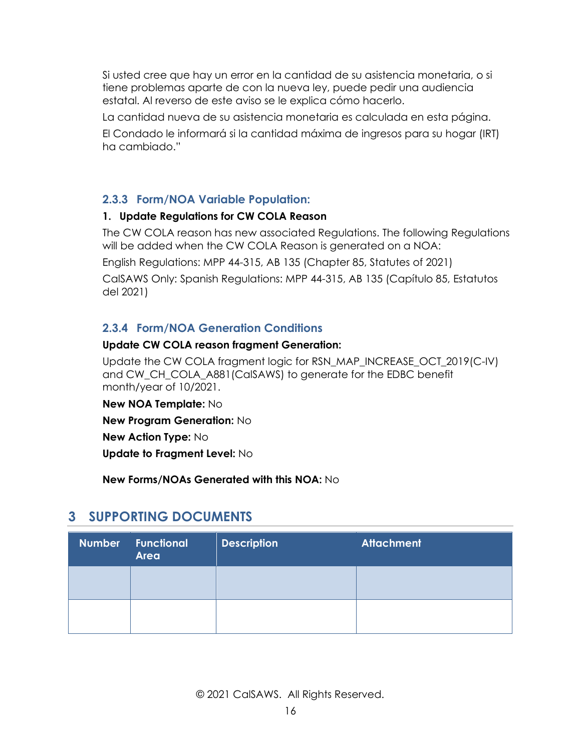Si usted cree que hay un error en la cantidad de su asistencia monetaria, o si tiene problemas aparte de con la nueva ley, puede pedir una audiencia estatal. Al reverso de este aviso se le explica cómo hacerlo.

La cantidad nueva de su asistencia monetaria es calculada en esta página.

El Condado le informará si la cantidad máxima de ingresos para su hogar (IRT) ha cambiado."

### 2.3.3 Form/NOA Variable Population:

**1. Update Regulations for CW COLA Reason**

The CW COLA reason has new associated Regulations. The following Regulations will be added when the CW COLA Reason is generated on a NOA:

English Regulations: MPP 44-315, AB 135 (Chapter 85, Statutes of 2021)

CalSAWS Only: Spanish Regulations: MPP 44-315, AB 135 (Capítulo 85, Estatutos del 2021)

### 2.3.4 Form/NOA Generation Conditions

**Update CW COLA reason fragment Generation:**

Update the CW COLA fragment logic for RSN_MAP_INCREASE_OCT_2019(C-IV) and CW_CH_COLA_A881(CalSAWS) to generate for the EDBC benefit month/year of 10/2021.

**New NOA Template:** No

**New Program Generation:** No

**New Action Type:** No

**Update to Fragment Level:** No

**New Forms/NOAs Generated with this NOA:** No

# 3 SUPPORTING DOCUMENTS

| Number | Functional Area | Description | Attachment |
|---|---|---|---|
| | | | |
| | | | |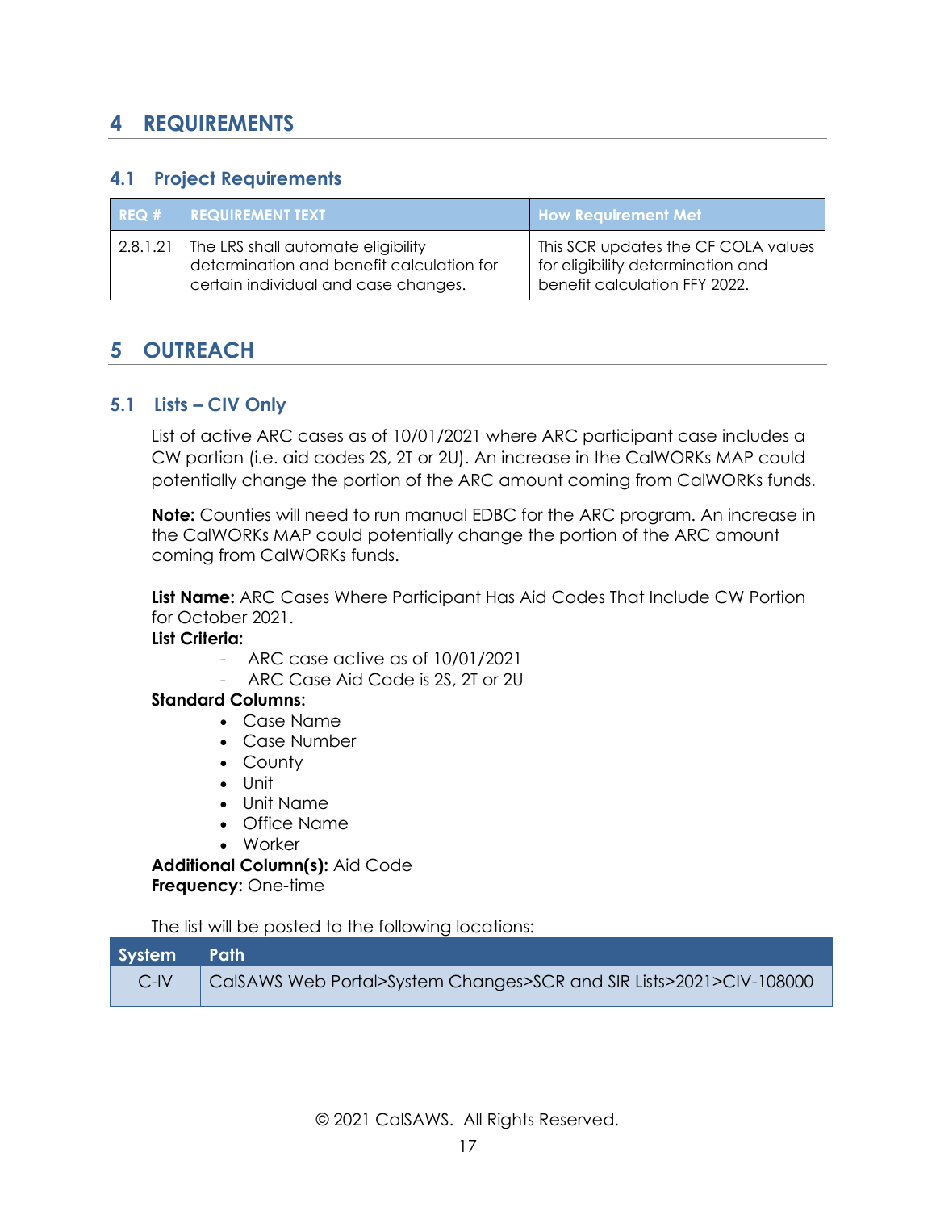# 4 REQUIREMENTS

## 4.1 Project Requirements

| REQ # | REQUIREMENT TEXT | How Requirement Met |
|---|---|---|
| 2.8.1.21 | The LRS shall automate eligibility determination and benefit calculation for certain individual and case changes. | This SCR updates the CF COLA values for eligibility determination and benefit calculation FFY 2022. |

# 5 OUTREACH

## 5.1 Lists – CIV Only

List of active ARC cases as of 10/01/2021 where ARC participant case includes a CW portion (i.e. aid codes 2S, 2T or 2U). An increase in the CalWORKs MAP could potentially change the portion of the ARC amount coming from CalWORKs funds.

**Note:** Counties will need to run manual EDBC for the ARC program. An increase in the CalWORKs MAP could potentially change the portion of the ARC amount coming from CalWORKs funds.

**List Name:** ARC Cases Where Participant Has Aid Codes That Include CW Portion for October 2021.
**List Criteria:**

- ARC case active as of 10/01/2021
- ARC Case Aid Code is 2S, 2T or 2U

**Standard Columns:**

- Case Name
- Case Number
- County
- Unit
- Unit Name
- Office Name
- Worker

**Additional Column(s):** Aid Code
**Frequency:** One-time

The list will be posted to the following locations:

| System | Path |
|---|---|
| C-IV | CalSAWS Web Portal>System Changes>SCR and SIR Lists>2021>CIV-108000 |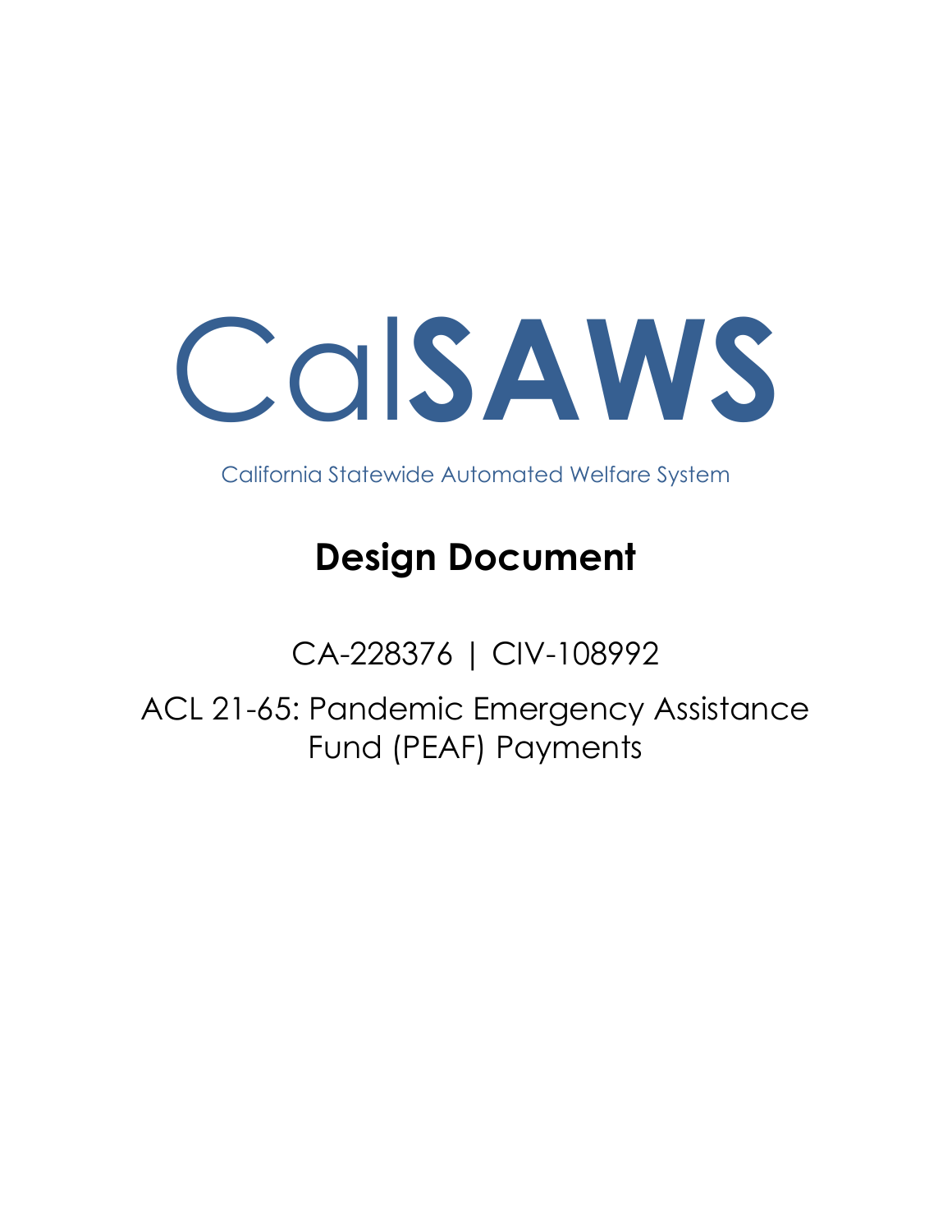# CalSAWS

California Statewide Automated Welfare System

## Design Document

CA-228376 | CIV-108992

ACL 21-65: Pandemic Emergency Assistance Fund (PEAF) Payments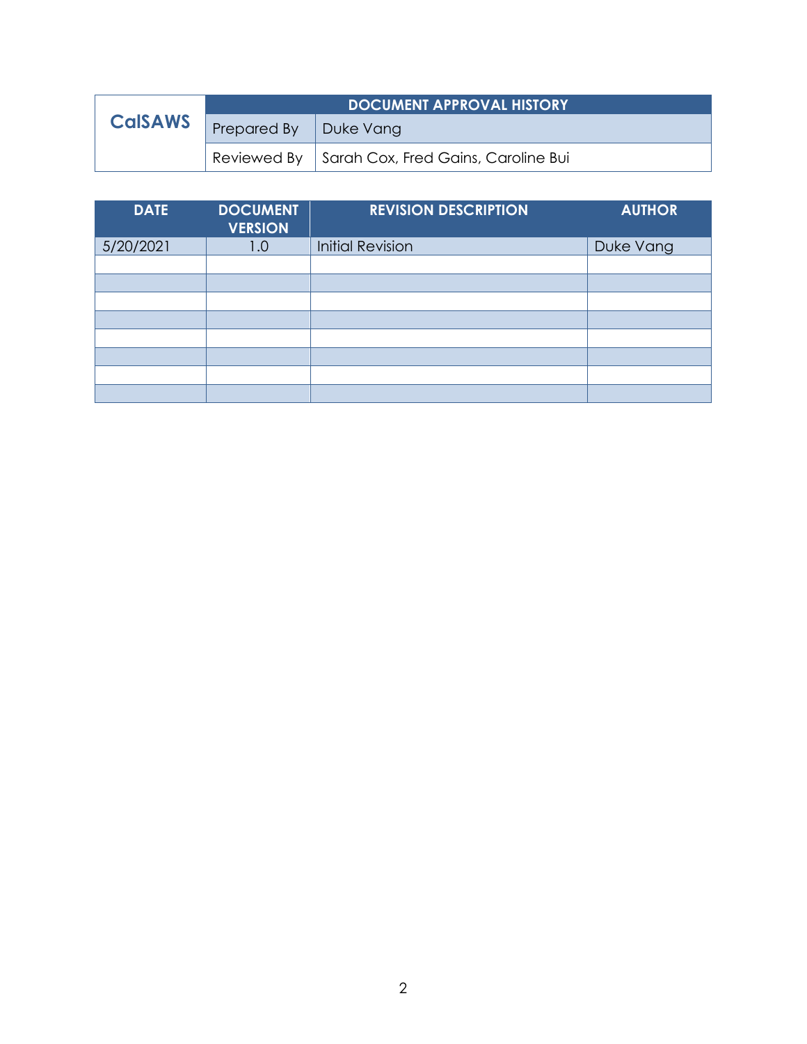| CalSAWS | DOCUMENT APPROVAL HISTORY | |
|---|---|---|
| | Prepared By | Duke Vang |
| | Reviewed By | Sarah Cox, Fred Gains, Caroline Bui |

| DATE | DOCUMENT VERSION | REVISION DESCRIPTION | AUTHOR |
|---|---|---|---|
| 5/20/2021 | 1.0 | Initial Revision | Duke Vang |
| | | | |
| | | | |
| | | | |
| | | | |
| | | | |
| | | | |
| | | | |
| | | | |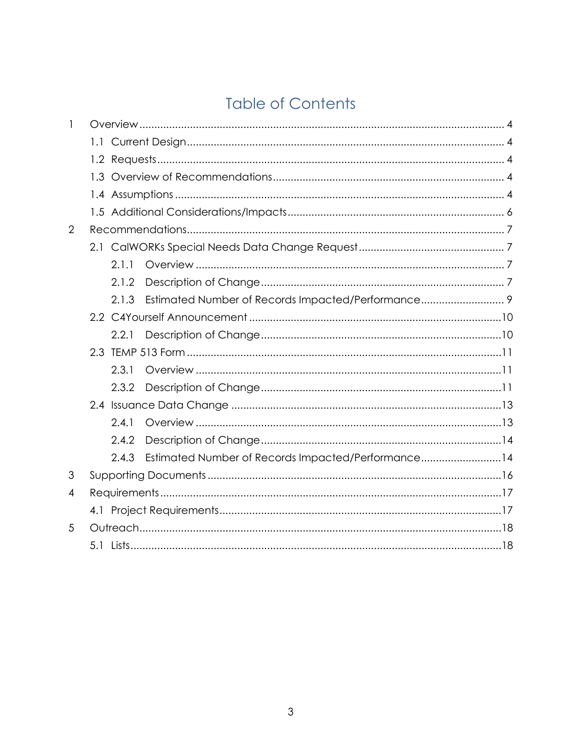# Table of Contents

1 Overview ........................................................................................................ 4

  1.1 Current Design ......................................................................................... 4

  1.2 Requests .................................................................................................. 4

  1.3 Overview of Recommendations ............................................................ 4

  1.4 Assumptions ............................................................................................ 4

  1.5 Additional Considerations/Impacts ....................................................... 6

2 Recommendations ........................................................................................ 7

  2.1 CalWORKs Special Needs Data Change Request ................................ 7

    2.1.1 Overview ........................................................................................ 7

    2.1.2 Description of Change ................................................................. 7

    2.1.3 Estimated Number of Records Impacted/Performance ............ 9

  2.2 C4Yourself Announcement .................................................................... 10

    2.2.1 Description of Change ................................................................. 10

  2.3 TEMP 513 Form ......................................................................................... 11

    2.3.1 Overview ........................................................................................ 11

    2.3.2 Description of Change ................................................................. 11

  2.4 Issuance Data Change ........................................................................... 13

    2.4.1 Overview ........................................................................................ 13

    2.4.2 Description of Change ................................................................. 14

    2.4.3 Estimated Number of Records Impacted/Performance ............ 14

3 Supporting Documents ................................................................................. 16

4 Requirements ................................................................................................. 17

  4.1 Project Requirements ............................................................................. 17

5 Outreach ........................................................................................................ 18

  5.1 Lists ........................................................................................................... 18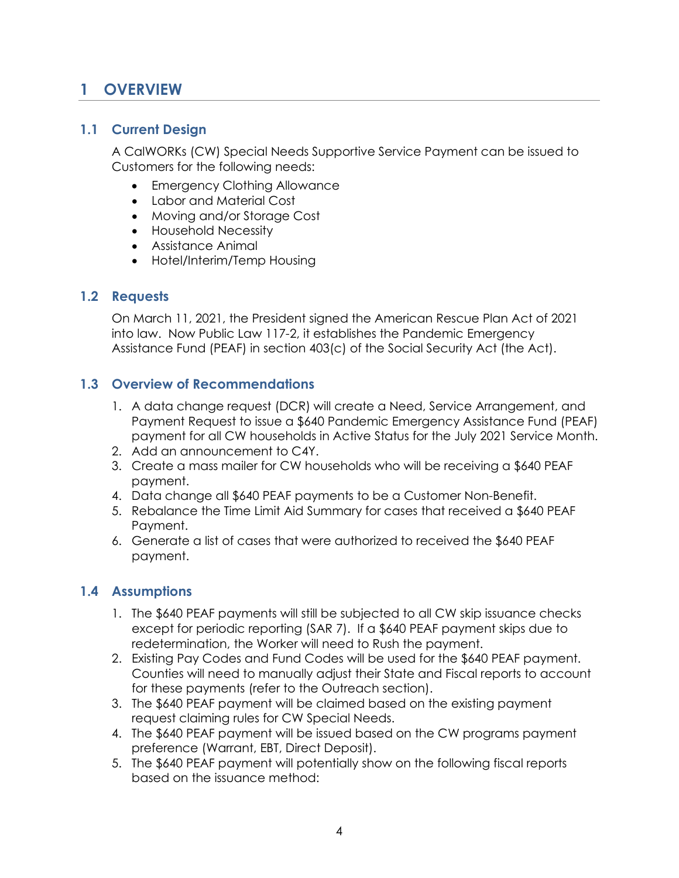# 1 OVERVIEW

## 1.1 Current Design

A CalWORKs (CW) Special Needs Supportive Service Payment can be issued to Customers for the following needs:

- Emergency Clothing Allowance
- Labor and Material Cost
- Moving and/or Storage Cost
- Household Necessity
- Assistance Animal
- Hotel/Interim/Temp Housing

## 1.2 Requests

On March 11, 2021, the President signed the American Rescue Plan Act of 2021 into law. Now Public Law 117-2, it establishes the Pandemic Emergency Assistance Fund (PEAF) in section 403(c) of the Social Security Act (the Act).

## 1.3 Overview of Recommendations

1. A data change request (DCR) will create a Need, Service Arrangement, and Payment Request to issue a $640 Pandemic Emergency Assistance Fund (PEAF) payment for all CW households in Active Status for the July 2021 Service Month.
2. Add an announcement to C4Y.
3. Create a mass mailer for CW households who will be receiving a $640 PEAF payment.
4. Data change all $640 PEAF payments to be a Customer Non-Benefit.
5. Rebalance the Time Limit Aid Summary for cases that received a $640 PEAF Payment.
6. Generate a list of cases that were authorized to received the $640 PEAF payment.

## 1.4 Assumptions

1. The $640 PEAF payments will still be subjected to all CW skip issuance checks except for periodic reporting (SAR 7). If a $640 PEAF payment skips due to redetermination, the Worker will need to Rush the payment.
2. Existing Pay Codes and Fund Codes will be used for the $640 PEAF payment. Counties will need to manually adjust their State and Fiscal reports to account for these payments (refer to the Outreach section).
3. The $640 PEAF payment will be claimed based on the existing payment request claiming rules for CW Special Needs.
4. The $640 PEAF payment will be issued based on the CW programs payment preference (Warrant, EBT, Direct Deposit).
5. The $640 PEAF payment will potentially show on the following fiscal reports based on the issuance method: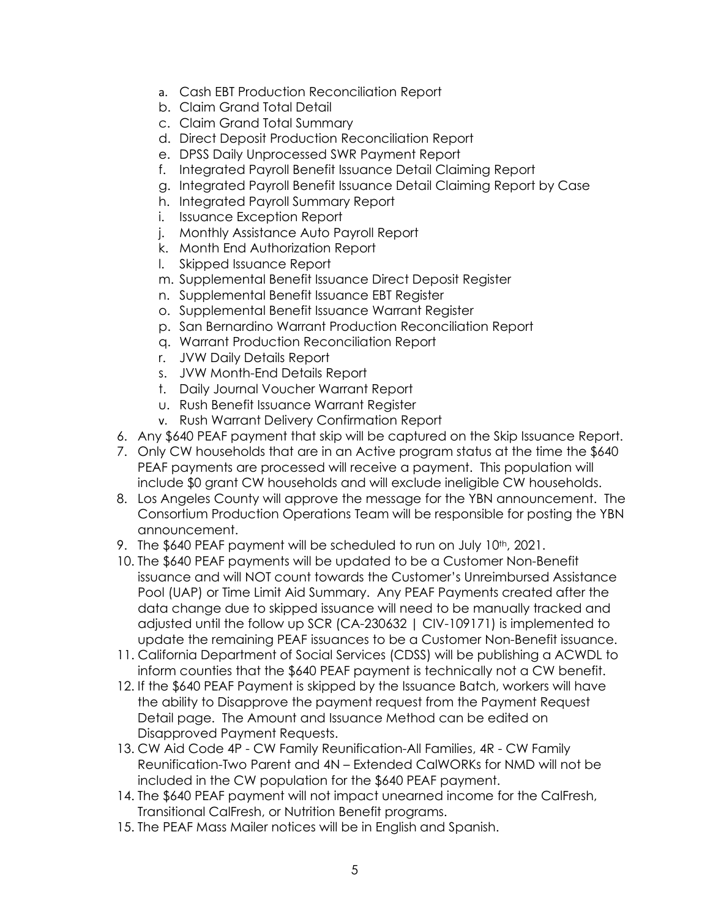a. Cash EBT Production Reconciliation Report
   b. Claim Grand Total Detail
   c. Claim Grand Total Summary
   d. Direct Deposit Production Reconciliation Report
   e. DPSS Daily Unprocessed SWR Payment Report
   f. Integrated Payroll Benefit Issuance Detail Claiming Report
   g. Integrated Payroll Benefit Issuance Detail Claiming Report by Case
   h. Integrated Payroll Summary Report
   i. Issuance Exception Report
   j. Monthly Assistance Auto Payroll Report
   k. Month End Authorization Report
   l. Skipped Issuance Report
   m. Supplemental Benefit Issuance Direct Deposit Register
   n. Supplemental Benefit Issuance EBT Register
   o. Supplemental Benefit Issuance Warrant Register
   p. San Bernardino Warrant Production Reconciliation Report
   q. Warrant Production Reconciliation Report
   r. JVW Daily Details Report
   s. JVW Month-End Details Report
   t. Daily Journal Voucher Warrant Report
   u. Rush Benefit Issuance Warrant Register
   v. Rush Warrant Delivery Confirmation Report

6. Any $640 PEAF payment that skip will be captured on the Skip Issuance Report.
7. Only CW households that are in an Active program status at the time the $640 PEAF payments are processed will receive a payment. This population will include $0 grant CW households and will exclude ineligible CW households.
8. Los Angeles County will approve the message for the YBN announcement. The Consortium Production Operations Team will be responsible for posting the YBN announcement.
9. The $640 PEAF payment will be scheduled to run on July 10th, 2021.
10. The $640 PEAF payments will be updated to be a Customer Non-Benefit issuance and will NOT count towards the Customer's Unreimbursed Assistance Pool (UAP) or Time Limit Aid Summary. Any PEAF Payments created after the data change due to skipped issuance will need to be manually tracked and adjusted until the follow up SCR (CA-230632 | CIV-109171) is implemented to update the remaining PEAF issuances to be a Customer Non-Benefit issuance.
11. California Department of Social Services (CDSS) will be publishing a ACWDL to inform counties that the $640 PEAF payment is technically not a CW benefit.
12. If the $640 PEAF Payment is skipped by the Issuance Batch, workers will have the ability to Disapprove the payment request from the Payment Request Detail page. The Amount and Issuance Method can be edited on Disapproved Payment Requests.
13. CW Aid Code 4P - CW Family Reunification-All Families, 4R - CW Family Reunification-Two Parent and 4N – Extended CalWORKs for NMD will not be included in the CW population for the $640 PEAF payment.
14. The $640 PEAF payment will not impact unearned income for the CalFresh, Transitional CalFresh, or Nutrition Benefit programs.
15. The PEAF Mass Mailer notices will be in English and Spanish.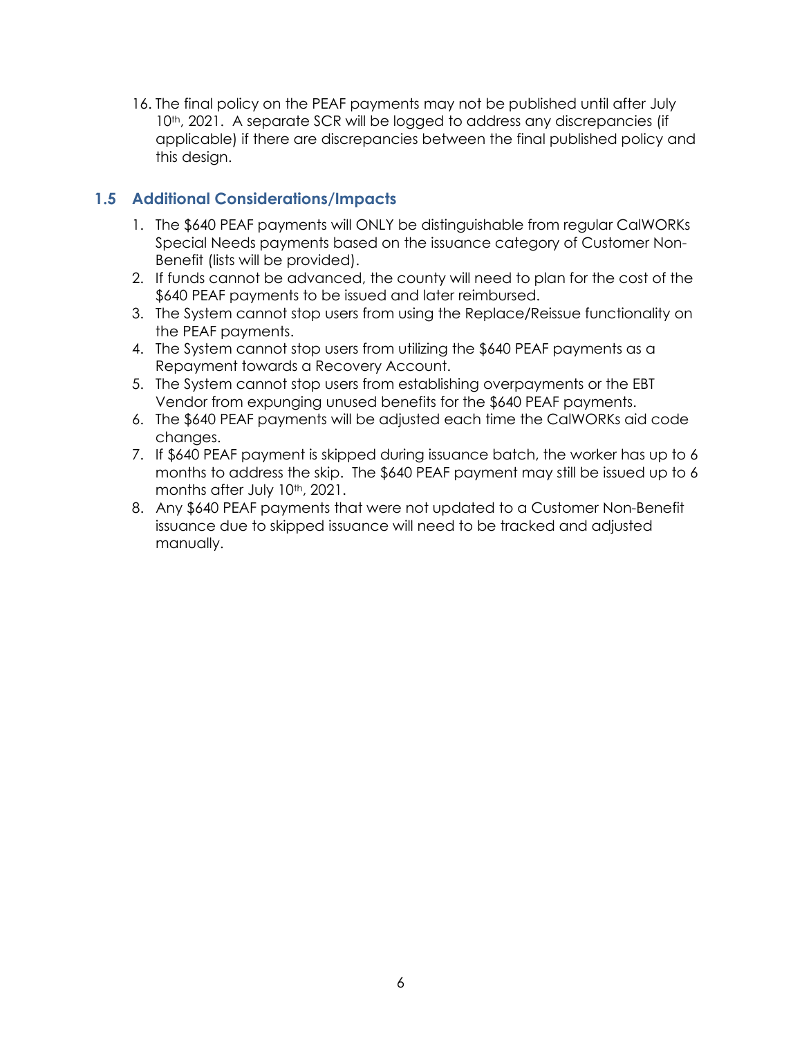16. The final policy on the PEAF payments may not be published until after July 10th, 2021. A separate SCR will be logged to address any discrepancies (if applicable) if there are discrepancies between the final published policy and this design.

## 1.5 Additional Considerations/Impacts

1. The $640 PEAF payments will ONLY be distinguishable from regular CalWORKs Special Needs payments based on the issuance category of Customer Non-Benefit (lists will be provided).
2. If funds cannot be advanced, the county will need to plan for the cost of the $640 PEAF payments to be issued and later reimbursed.
3. The System cannot stop users from using the Replace/Reissue functionality on the PEAF payments.
4. The System cannot stop users from utilizing the $640 PEAF payments as a Repayment towards a Recovery Account.
5. The System cannot stop users from establishing overpayments or the EBT Vendor from expunging unused benefits for the $640 PEAF payments.
6. The $640 PEAF payments will be adjusted each time the CalWORKs aid code changes.
7. If $640 PEAF payment is skipped during issuance batch, the worker has up to 6 months to address the skip. The $640 PEAF payment may still be issued up to 6 months after July 10th, 2021.
8. Any $640 PEAF payments that were not updated to a Customer Non-Benefit issuance due to skipped issuance will need to be tracked and adjusted manually.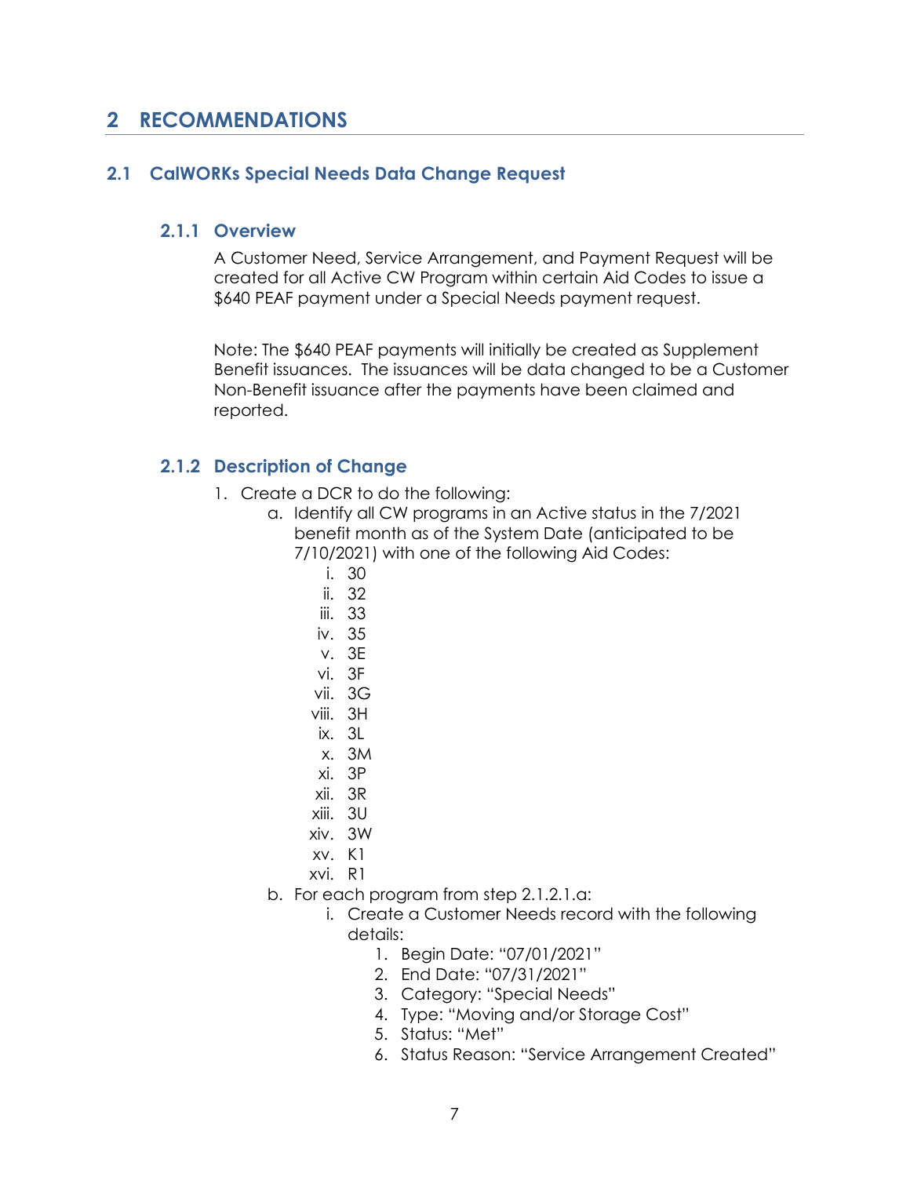# 2 RECOMMENDATIONS

## 2.1 CalWORKs Special Needs Data Change Request

### 2.1.1 Overview

A Customer Need, Service Arrangement, and Payment Request will be created for all Active CW Program within certain Aid Codes to issue a $640 PEAF payment under a Special Needs payment request.

Note: The $640 PEAF payments will initially be created as Supplement Benefit issuances. The issuances will be data changed to be a Customer Non-Benefit issuance after the payments have been claimed and reported.

### 2.1.2 Description of Change

1. Create a DCR to do the following:
    a. Identify all CW programs in an Active status in the 7/2021 benefit month as of the System Date (anticipated to be 7/10/2021) with one of the following Aid Codes:
        i. 30
        ii. 32
        iii. 33
        iv. 35
        v. 3E
        vi. 3F
        vii. 3G
        viii. 3H
        ix. 3L
        x. 3M
        xi. 3P
        xii. 3R
        xiii. 3U
        xiv. 3W
        xv. K1
        xvi. R1
    b. For each program from step 2.1.2.1.a:
        i. Create a Customer Needs record with the following details:
            1. Begin Date: "07/01/2021"
            2. End Date: "07/31/2021"
            3. Category: "Special Needs"
            4. Type: "Moving and/or Storage Cost"
            5. Status: "Met"
            6. Status Reason: "Service Arrangement Created"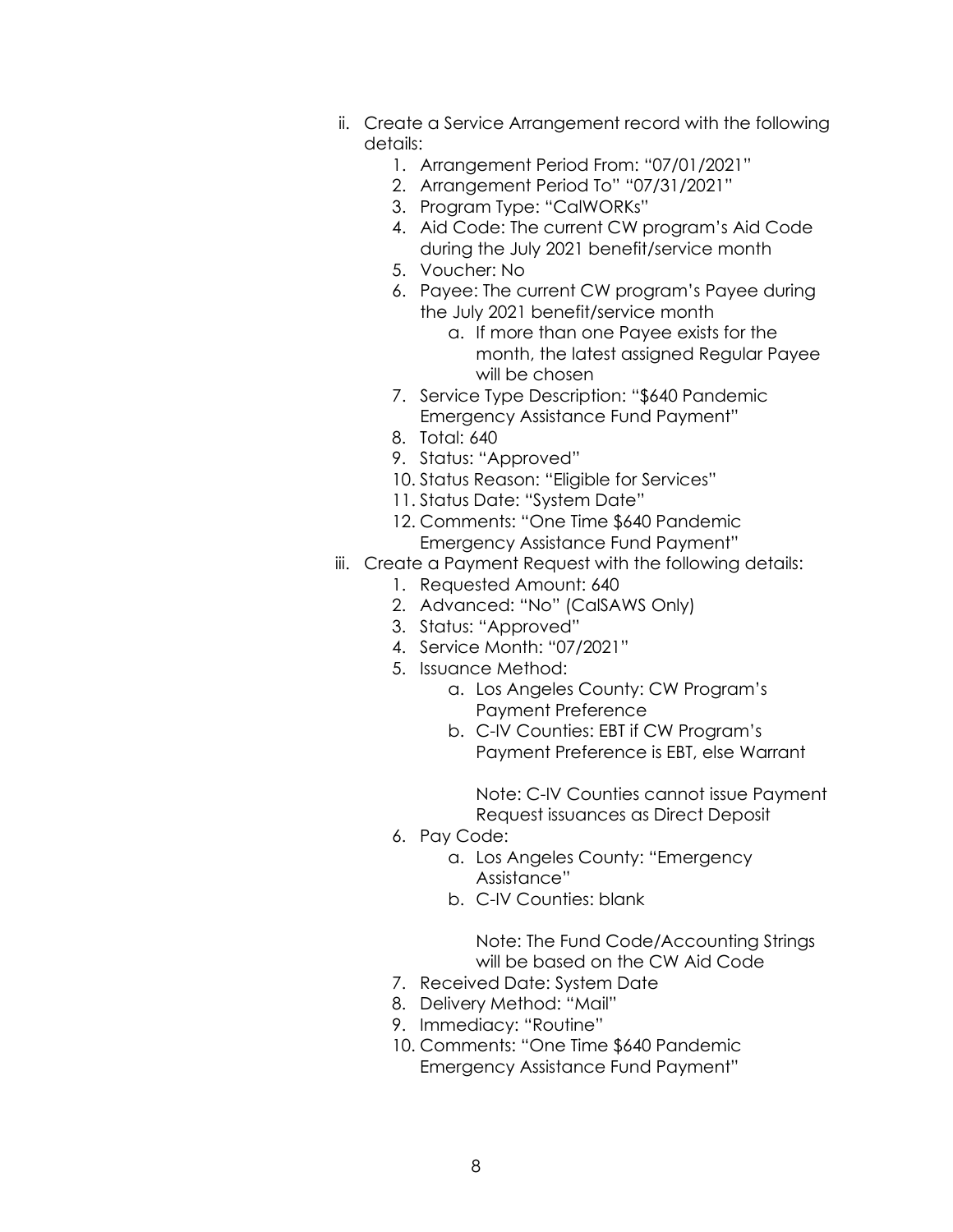ii. Create a Service Arrangement record with the following details:
    1. Arrangement Period From: "07/01/2021"
    2. Arrangement Period To" "07/31/2021"
    3. Program Type: "CalWORKs"
    4. Aid Code: The current CW program's Aid Code during the July 2021 benefit/service month
    5. Voucher: No
    6. Payee: The current CW program's Payee during the July 2021 benefit/service month
        a. If more than one Payee exists for the month, the latest assigned Regular Payee will be chosen
    7. Service Type Description: "$640 Pandemic Emergency Assistance Fund Payment"
    8. Total: 640
    9. Status: "Approved"
    10. Status Reason: "Eligible for Services"
    11. Status Date: "System Date"
    12. Comments: "One Time $640 Pandemic Emergency Assistance Fund Payment"

iii. Create a Payment Request with the following details:
    1. Requested Amount: 640
    2. Advanced: "No" (CalSAWS Only)
    3. Status: "Approved"
    4. Service Month: "07/2021"
    5. Issuance Method:
        a. Los Angeles County: CW Program's Payment Preference
        b. C-IV Counties: EBT if CW Program's Payment Preference is EBT, else Warrant

           Note: C-IV Counties cannot issue Payment Request issuances as Direct Deposit
    6. Pay Code:
        a. Los Angeles County: "Emergency Assistance"
        b. C-IV Counties: blank

           Note: The Fund Code/Accounting Strings will be based on the CW Aid Code
    7. Received Date: System Date
    8. Delivery Method: "Mail"
    9. Immediacy: "Routine"
    10. Comments: "One Time $640 Pandemic Emergency Assistance Fund Payment"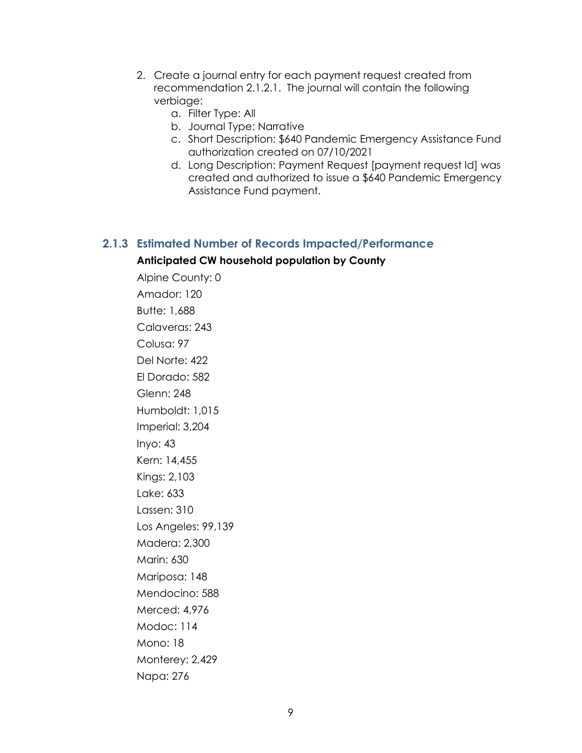2. Create a journal entry for each payment request created from recommendation 2.1.2.1. The journal will contain the following verbiage:
    a. Filter Type: All
    b. Journal Type: Narrative
    c. Short Description: $640 Pandemic Emergency Assistance Fund authorization created on 07/10/2021
    d. Long Description: Payment Request [payment request Id] was created and authorized to issue a $640 Pandemic Emergency Assistance Fund payment.

### 2.1.3 Estimated Number of Records Impacted/Performance

**Anticipated CW household population by County**

Alpine County: 0

Amador: 120

Butte: 1,688

Calaveras: 243

Colusa: 97

Del Norte: 422

El Dorado: 582

Glenn: 248

Humboldt: 1,015

Imperial: 3,204

Inyo: 43

Kern: 14,455

Kings: 2,103

Lake: 633

Lassen: 310

Los Angeles: 99,139

Madera: 2,300

Marin: 630

Mariposa: 148

Mendocino: 588

Merced: 4,976

Modoc: 114

Mono: 18

Monterey: 2,429

Napa: 276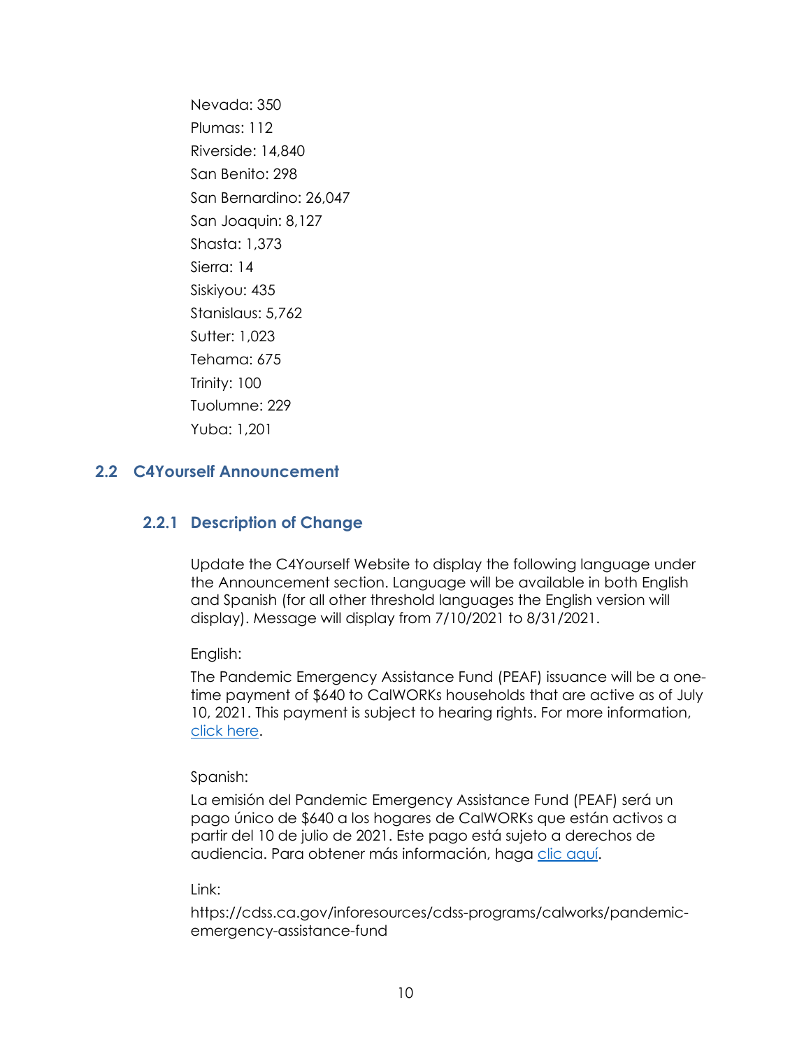Nevada: 350
Plumas: 112
Riverside: 14,840
San Benito: 298
San Bernardino: 26,047
San Joaquin: 8,127
Shasta: 1,373
Sierra: 14
Siskiyou: 435
Stanislaus: 5,762
Sutter: 1,023
Tehama: 675
Trinity: 100
Tuolumne: 229
Yuba: 1,201

## 2.2 C4Yourself Announcement

### 2.2.1 Description of Change

Update the C4Yourself Website to display the following language under the Announcement section. Language will be available in both English and Spanish (for all other threshold languages the English version will display). Message will display from 7/10/2021 to 8/31/2021.

English:

The Pandemic Emergency Assistance Fund (PEAF) issuance will be a one-time payment of $640 to CalWORKs households that are active as of July 10, 2021. This payment is subject to hearing rights. For more information, click here.

Spanish:

La emisión del Pandemic Emergency Assistance Fund (PEAF) será un pago único de $640 a los hogares de CalWORKs que están activos a partir del 10 de julio de 2021. Este pago está sujeto a derechos de audiencia. Para obtener más información, haga clic aquí.

Link:

https://cdss.ca.gov/inforesources/cdss-programs/calworks/pandemic-emergency-assistance-fund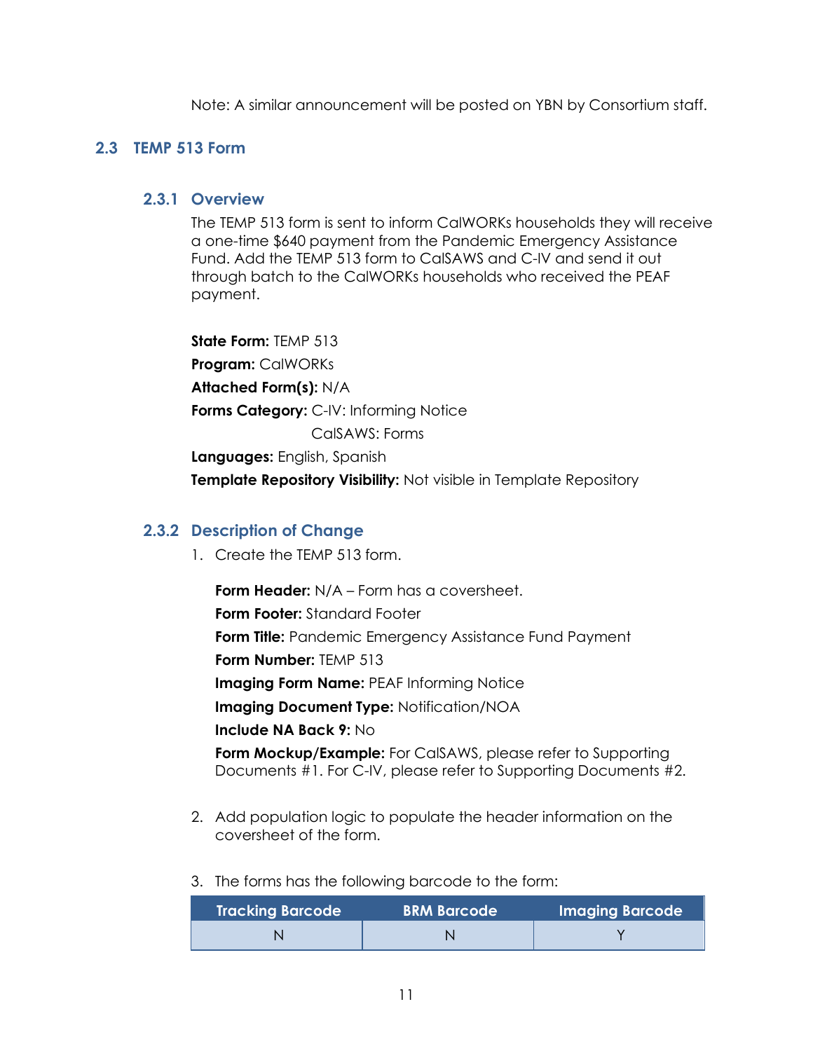Note: A similar announcement will be posted on YBN by Consortium staff.

## 2.3 TEMP 513 Form

### 2.3.1 Overview

The TEMP 513 form is sent to inform CalWORKs households they will receive a one-time $640 payment from the Pandemic Emergency Assistance Fund. Add the TEMP 513 form to CalSAWS and C-IV and send it out through batch to the CalWORKs households who received the PEAF payment.

**State Form:** TEMP 513

**Program:** CalWORKs

**Attached Form(s):** N/A

**Forms Category:** C-IV: Informing Notice
CalSAWS: Forms

**Languages:** English, Spanish

**Template Repository Visibility:** Not visible in Template Repository

### 2.3.2 Description of Change

1. Create the TEMP 513 form.

   **Form Header:** N/A – Form has a coversheet.

   **Form Footer:** Standard Footer

   **Form Title:** Pandemic Emergency Assistance Fund Payment

   **Form Number:** TEMP 513

   **Imaging Form Name:** PEAF Informing Notice

   **Imaging Document Type:** Notification/NOA

   **Include NA Back 9:** No

   **Form Mockup/Example:** For CalSAWS, please refer to Supporting Documents #1. For C-IV, please refer to Supporting Documents #2.

2. Add population logic to populate the header information on the coversheet of the form.

3. The forms has the following barcode to the form:

| Tracking Barcode | BRM Barcode | Imaging Barcode |
|---|---|---|
| N | N | Y |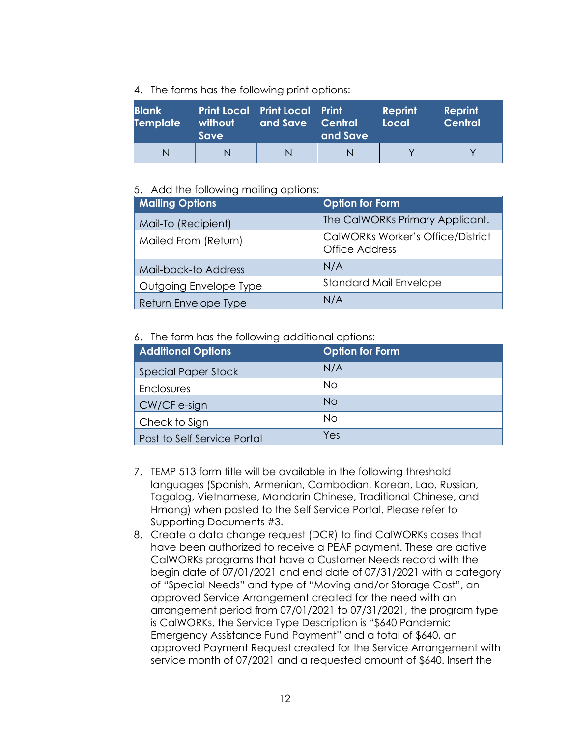4. The forms has the following print options:

| Blank Template | Print Local without Save | Print Local and Save | Print Central and Save | Reprint Local | Reprint Central |
|---|---|---|---|---|---|
| N | N | N | N | Y | Y |

5. Add the following mailing options:

| Mailing Options | Option for Form |
|---|---|
| Mail-To (Recipient) | The CalWORKs Primary Applicant. |
| Mailed From (Return) | CalWORKs Worker's Office/District Office Address |
| Mail-back-to Address | N/A |
| Outgoing Envelope Type | Standard Mail Envelope |
| Return Envelope Type | N/A |

6. The form has the following additional options:

| Additional Options | Option for Form |
|---|---|
| Special Paper Stock | N/A |
| Enclosures | No |
| CW/CF e-sign | No |
| Check to Sign | No |
| Post to Self Service Portal | Yes |

7. TEMP 513 form title will be available in the following threshold languages (Spanish, Armenian, Cambodian, Korean, Lao, Russian, Tagalog, Vietnamese, Mandarin Chinese, Traditional Chinese, and Hmong) when posted to the Self Service Portal. Please refer to Supporting Documents #3.
8. Create a data change request (DCR) to find CalWORKs cases that have been authorized to receive a PEAF payment. These are active CalWORKs programs that have a Customer Needs record with the begin date of 07/01/2021 and end date of 07/31/2021 with a category of "Special Needs" and type of "Moving and/or Storage Cost", an approved Service Arrangement created for the need with an arrangement period from 07/01/2021 to 07/31/2021, the program type is CalWORKs, the Service Type Description is "$640 Pandemic Emergency Assistance Fund Payment" and a total of $640, an approved Payment Request created for the Service Arrangement with service month of 07/2021 and a requested amount of $640. Insert the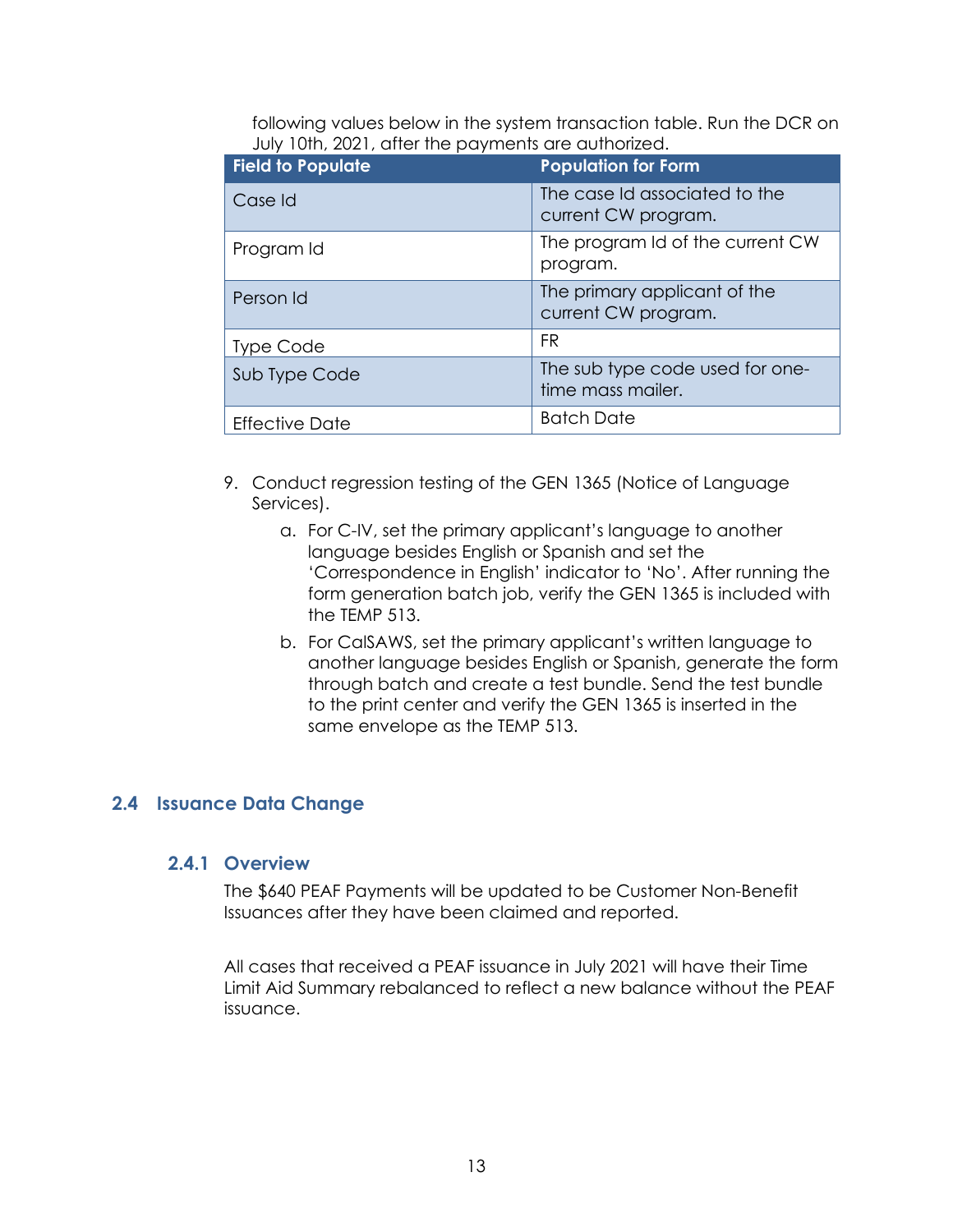following values below in the system transaction table. Run the DCR on July 10th, 2021, after the payments are authorized.

| Field to Populate | Population for Form |
|---|---|
| Case Id | The case Id associated to the current CW program. |
| Program Id | The program Id of the current CW program. |
| Person Id | The primary applicant of the current CW program. |
| Type Code | FR |
| Sub Type Code | The sub type code used for one-time mass mailer. |
| Effective Date | Batch Date |

9. Conduct regression testing of the GEN 1365 (Notice of Language Services).
    a. For C-IV, set the primary applicant's language to another language besides English or Spanish and set the 'Correspondence in English' indicator to 'No'. After running the form generation batch job, verify the GEN 1365 is included with the TEMP 513.
    b. For CalSAWS, set the primary applicant's written language to another language besides English or Spanish, generate the form through batch and create a test bundle. Send the test bundle to the print center and verify the GEN 1365 is inserted in the same envelope as the TEMP 513.

## 2.4 Issuance Data Change

### 2.4.1 Overview

The $640 PEAF Payments will be updated to be Customer Non-Benefit Issuances after they have been claimed and reported.

All cases that received a PEAF issuance in July 2021 will have their Time Limit Aid Summary rebalanced to reflect a new balance without the PEAF issuance.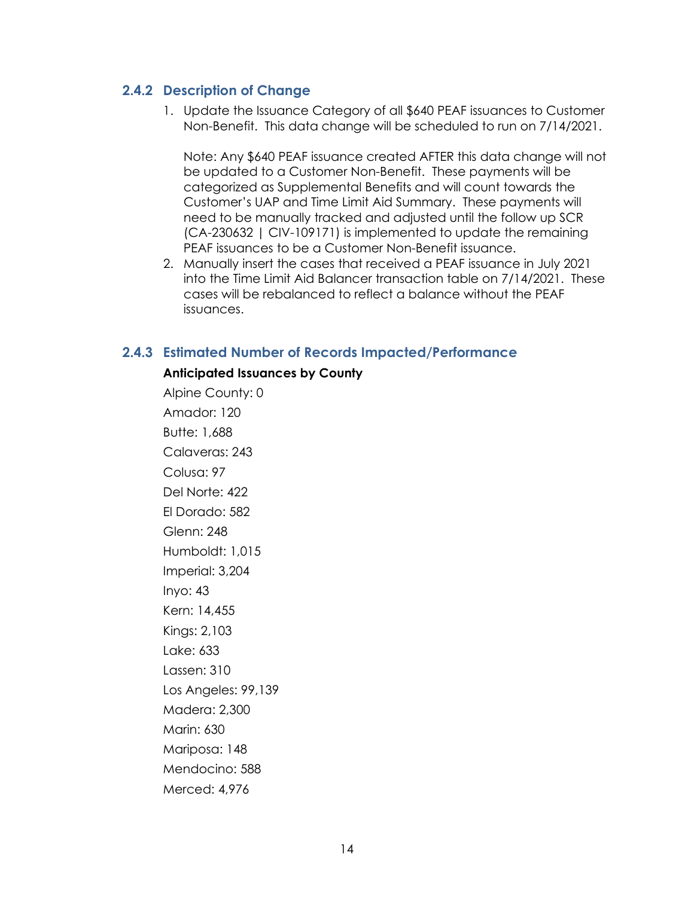### 2.4.2 Description of Change

1. Update the Issuance Category of all $640 PEAF issuances to Customer Non-Benefit. This data change will be scheduled to run on 7/14/2021.

   Note: Any $640 PEAF issuance created AFTER this data change will not be updated to a Customer Non-Benefit. These payments will be categorized as Supplemental Benefits and will count towards the Customer's UAP and Time Limit Aid Summary. These payments will need to be manually tracked and adjusted until the follow up SCR (CA-230632 | CIV-109171) is implemented to update the remaining PEAF issuances to be a Customer Non-Benefit issuance.
2. Manually insert the cases that received a PEAF issuance in July 2021 into the Time Limit Aid Balancer transaction table on 7/14/2021. These cases will be rebalanced to reflect a balance without the PEAF issuances.

### 2.4.3 Estimated Number of Records Impacted/Performance

**Anticipated Issuances by County**

Alpine County: 0

Amador: 120

Butte: 1,688

Calaveras: 243

Colusa: 97

Del Norte: 422

El Dorado: 582

Glenn: 248

Humboldt: 1,015

Imperial: 3,204

Inyo: 43

Kern: 14,455

Kings: 2,103

Lake: 633

Lassen: 310

Los Angeles: 99,139

Madera: 2,300

Marin: 630

Mariposa: 148

Mendocino: 588

Merced: 4,976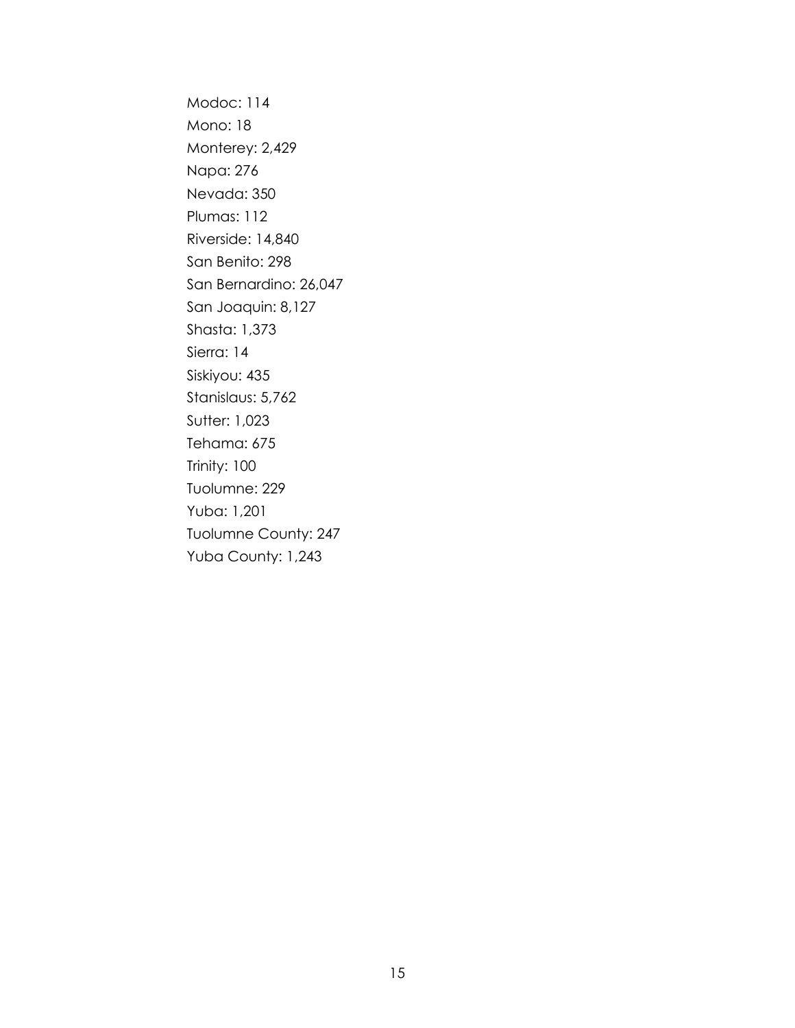Modoc: 114
Mono: 18
Monterey: 2,429
Napa: 276
Nevada: 350
Plumas: 112
Riverside: 14,840
San Benito: 298
San Bernardino: 26,047
San Joaquin: 8,127
Shasta: 1,373
Sierra: 14
Siskiyou: 435
Stanislaus: 5,762
Sutter: 1,023
Tehama: 675
Trinity: 100
Tuolumne: 229
Yuba: 1,201
Tuolumne County: 247
Yuba County: 1,243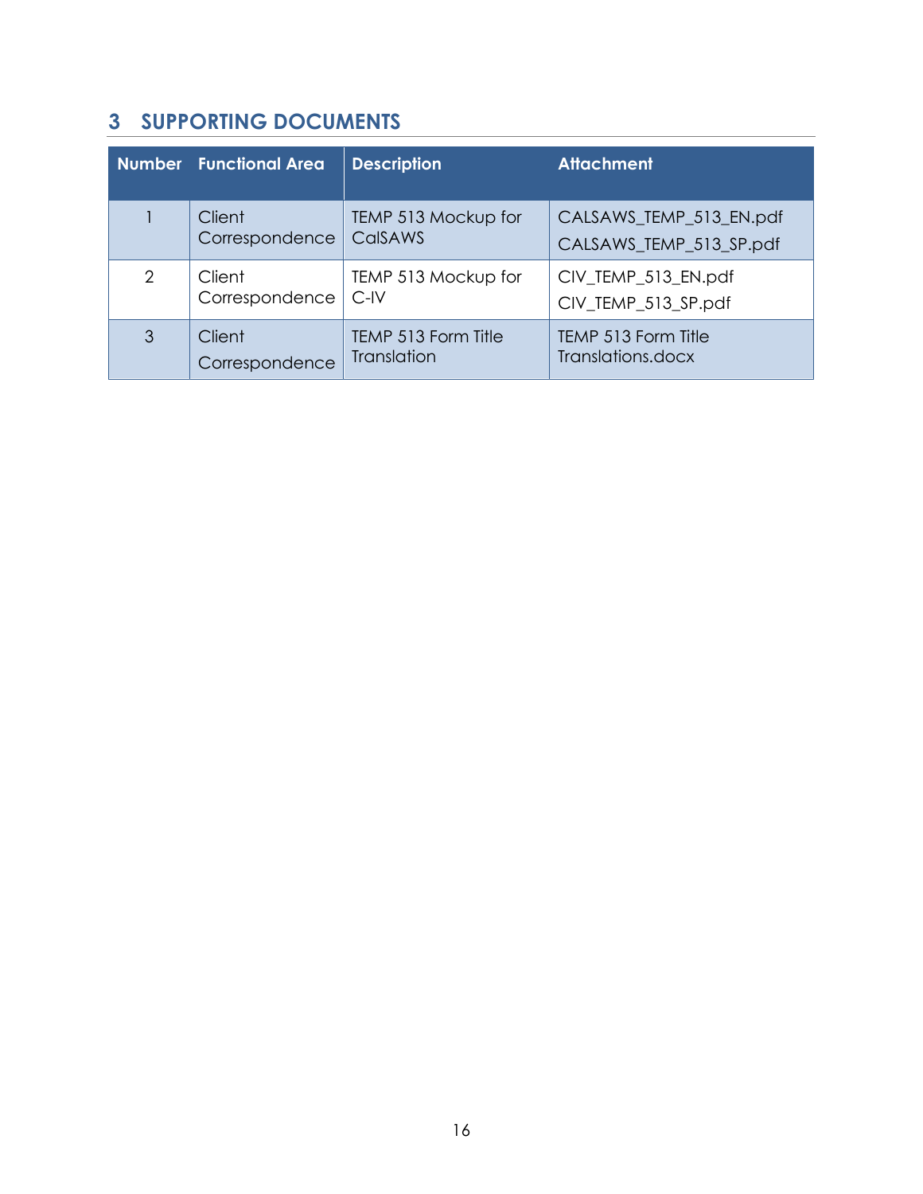# 3 SUPPORTING DOCUMENTS

| Number | Functional Area | Description | Attachment |
| --- | --- | --- | --- |
| 1 | Client Correspondence | TEMP 513 Mockup for CalSAWS | CALSAWS_TEMP_513_EN.pdf<br>CALSAWS_TEMP_513_SP.pdf |
| 2 | Client Correspondence | TEMP 513 Mockup for C-IV | CIV_TEMP_513_EN.pdf<br>CIV_TEMP_513_SP.pdf |
| 3 | Client Correspondence | TEMP 513 Form Title Translation | TEMP 513 Form Title Translations.docx |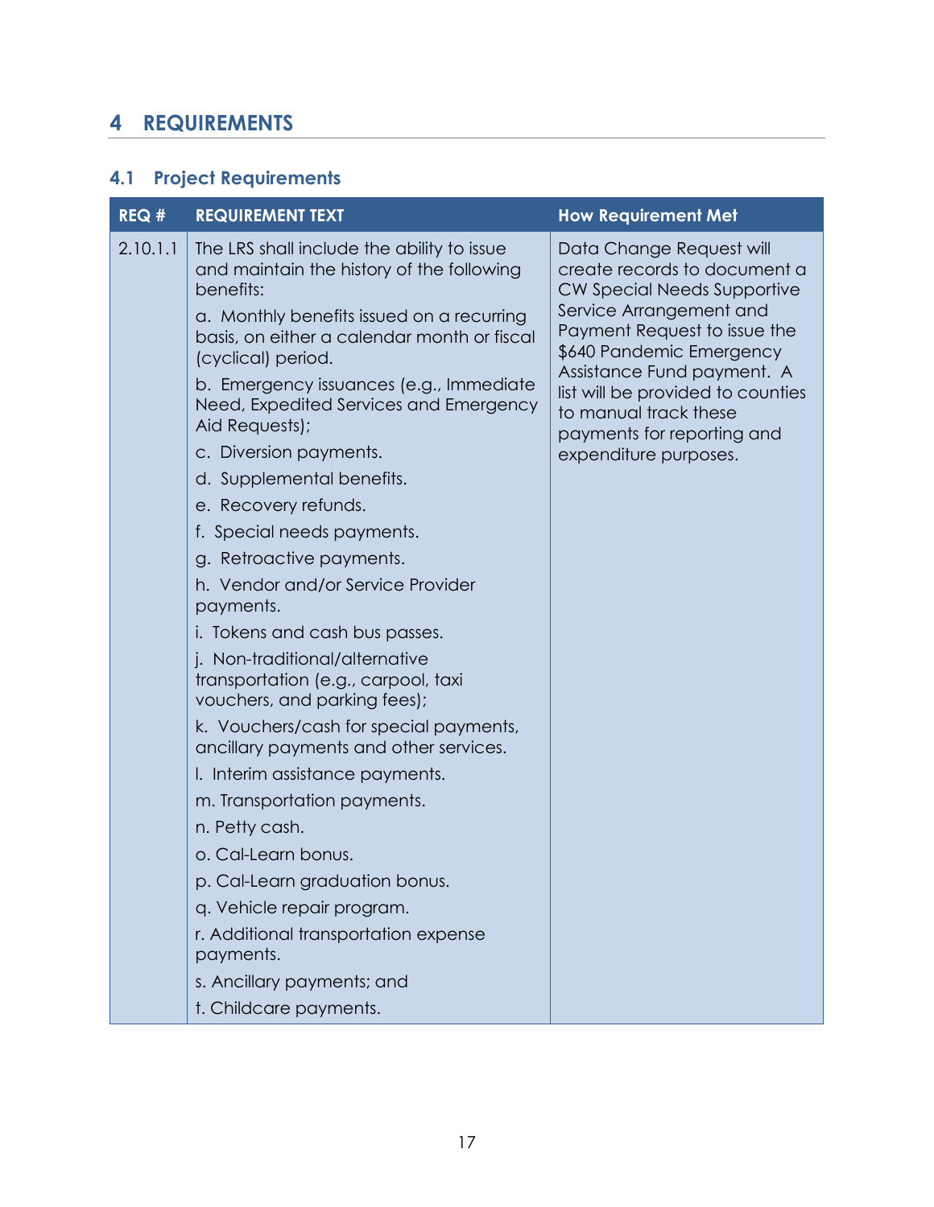# 4 REQUIREMENTS

## 4.1 Project Requirements

| REQ # | REQUIREMENT TEXT | How Requirement Met |
|---|---|---|
| 2.10.1.1 | The LRS shall include the ability to issue and maintain the history of the following benefits:<br>a. Monthly benefits issued on a recurring basis, on either a calendar month or fiscal (cyclical) period.<br>b. Emergency issuances (e.g., Immediate Need, Expedited Services and Emergency Aid Requests);<br>c. Diversion payments.<br>d. Supplemental benefits.<br>e. Recovery refunds.<br>f. Special needs payments.<br>g. Retroactive payments.<br>h. Vendor and/or Service Provider payments.<br>i. Tokens and cash bus passes.<br>j. Non-traditional/alternative transportation (e.g., carpool, taxi vouchers, and parking fees);<br>k. Vouchers/cash for special payments, ancillary payments and other services.<br>l. Interim assistance payments.<br>m. Transportation payments.<br>n. Petty cash.<br>o. Cal-Learn bonus.<br>p. Cal-Learn graduation bonus.<br>q. Vehicle repair program.<br>r. Additional transportation expense payments.<br>s. Ancillary payments; and<br>t. Childcare payments. | Data Change Request will create records to document a CW Special Needs Supportive Service Arrangement and Payment Request to issue the $640 Pandemic Emergency Assistance Fund payment. A list will be provided to counties to manual track these payments for reporting and expenditure purposes. |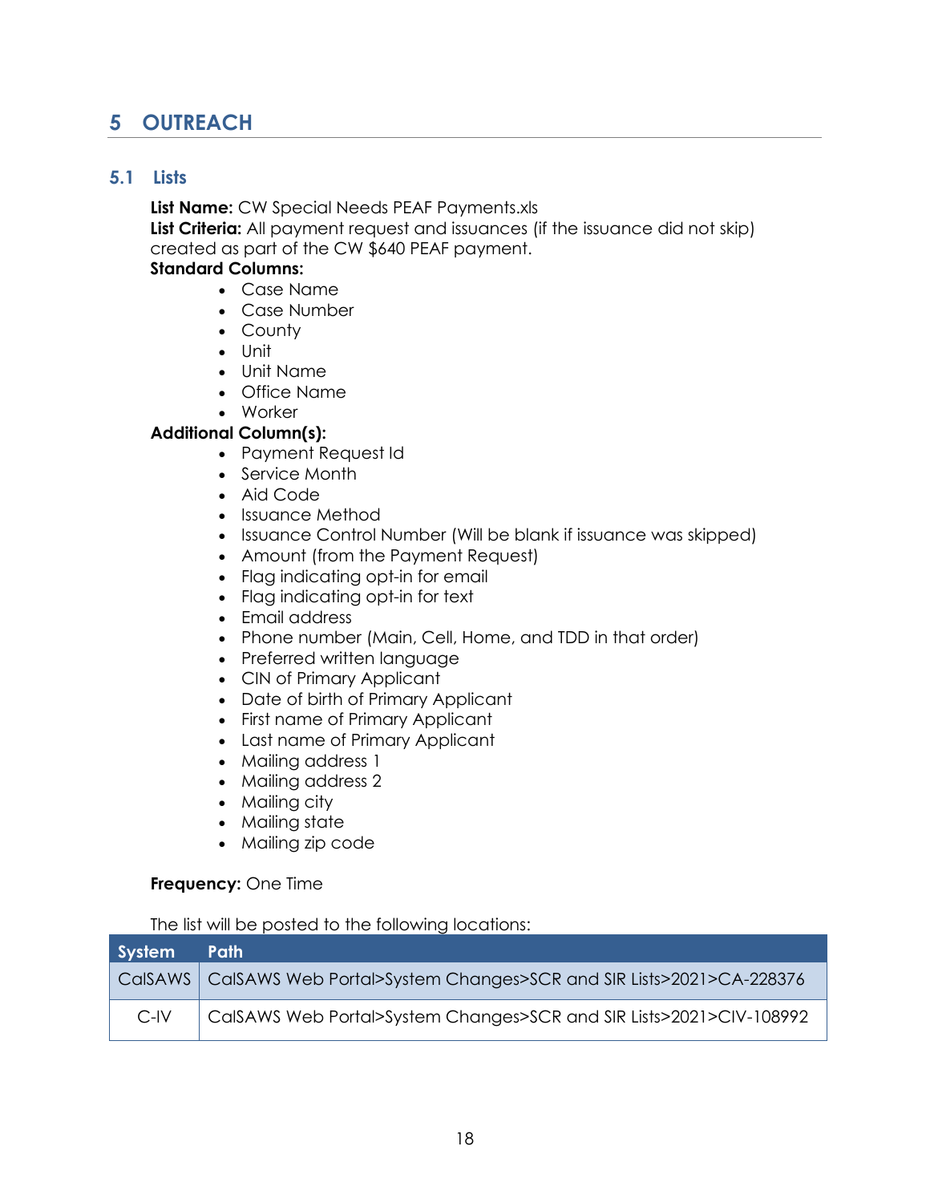# 5 OUTREACH

## 5.1 Lists

**List Name:** CW Special Needs PEAF Payments.xls
**List Criteria:** All payment request and issuances (if the issuance did not skip) created as part of the CW $640 PEAF payment.
**Standard Columns:**

- Case Name
- Case Number
- County
- Unit
- Unit Name
- Office Name
- Worker

**Additional Column(s):**

- Payment Request Id
- Service Month
- Aid Code
- Issuance Method
- Issuance Control Number (Will be blank if issuance was skipped)
- Amount (from the Payment Request)
- Flag indicating opt-in for email
- Flag indicating opt-in for text
- Email address
- Phone number (Main, Cell, Home, and TDD in that order)
- Preferred written language
- CIN of Primary Applicant
- Date of birth of Primary Applicant
- First name of Primary Applicant
- Last name of Primary Applicant
- Mailing address 1
- Mailing address 2
- Mailing city
- Mailing state
- Mailing zip code

**Frequency:** One Time

The list will be posted to the following locations:

| System | Path |
|---|---|
| CalSAWS | CalSAWS Web Portal>System Changes>SCR and SIR Lists>2021>CA-228376 |
| C-IV | CalSAWS Web Portal>System Changes>SCR and SIR Lists>2021>CIV-108992 |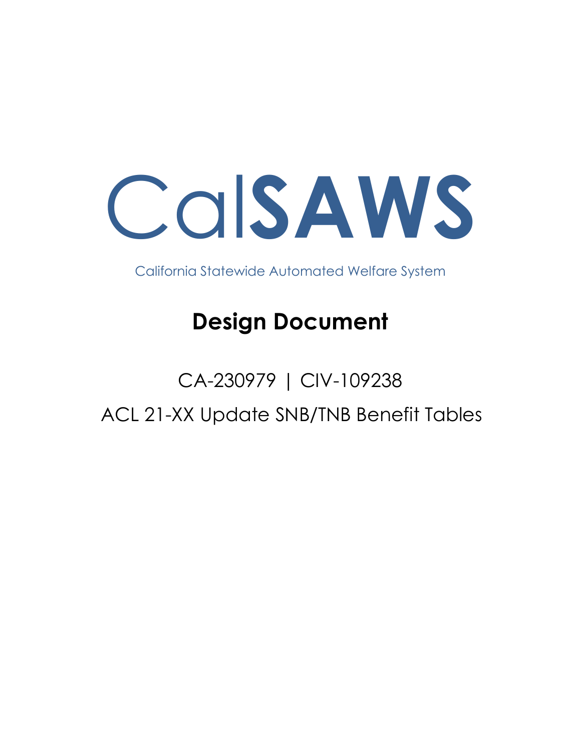# CalSAWS

California Statewide Automated Welfare System

## Design Document

CA-230979 | CIV-109238

ACL 21-XX Update SNB/TNB Benefit Tables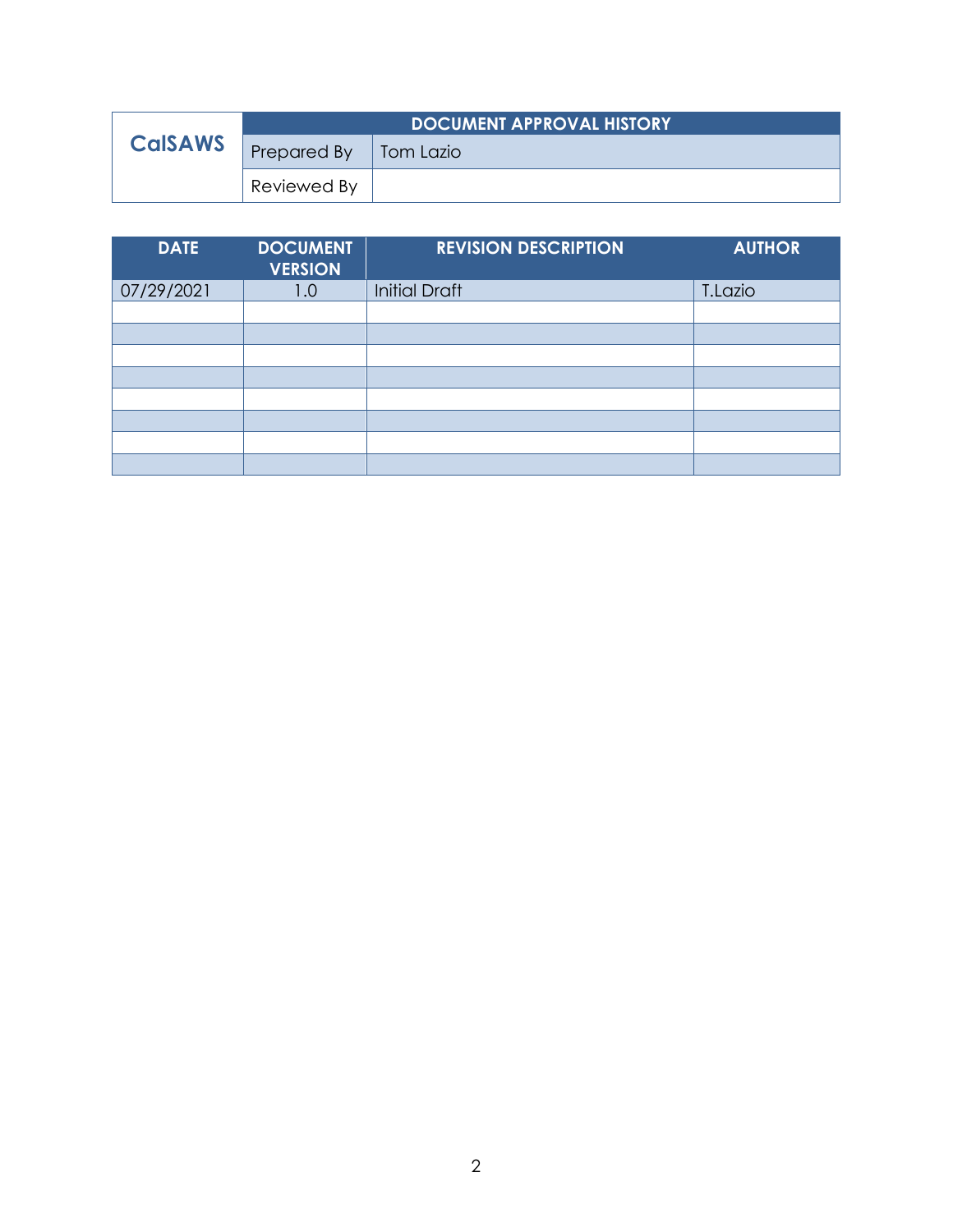| CalSAWS | DOCUMENT APPROVAL HISTORY | |
|---|---|---|
| | Prepared By | Tom Lazio |
| | Reviewed By | |

| DATE | DOCUMENT VERSION | REVISION DESCRIPTION | AUTHOR |
|---|---|---|---|
| 07/29/2021 | 1.0 | Initial Draft | T.Lazio |
| | | | |
| | | | |
| | | | |
| | | | |
| | | | |
| | | | |
| | | | |
| | | | |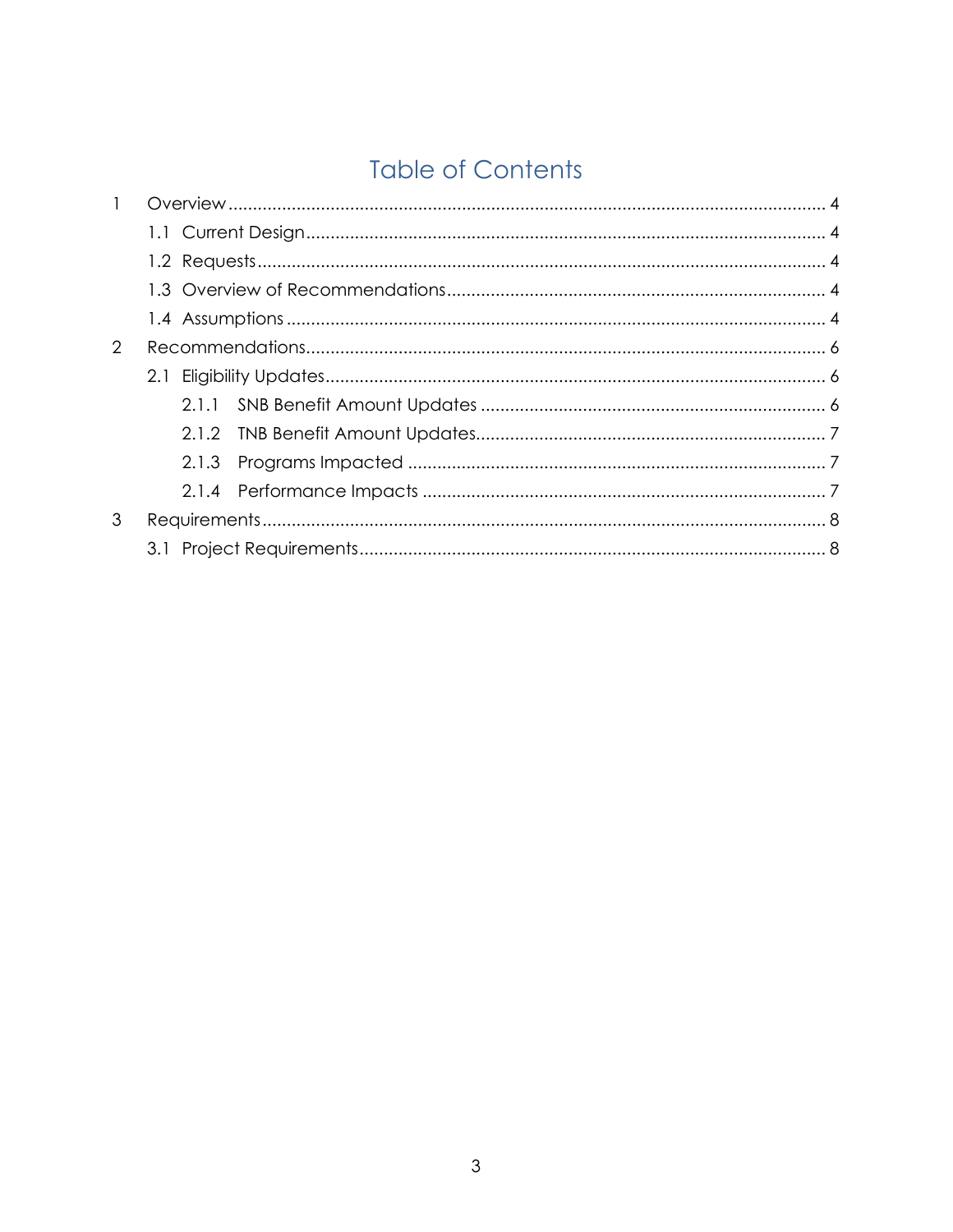# Table of Contents

1 Overview ........................................................................................................... 4
  1.1 Current Design ........................................................................................... 4
  1.2 Requests ..................................................................................................... 4
  1.3 Overview of Recommendations ................................................................ 4
  1.4 Assumptions ............................................................................................... 4
2 Recommendations ........................................................................................... 6
  2.1 Eligibility Updates ....................................................................................... 6
    2.1.1 SNB Benefit Amount Updates ............................................................. 6
    2.1.2 TNB Benefit Amount Updates .............................................................. 7
    2.1.3 Programs Impacted ............................................................................. 7
    2.1.4 Performance Impacts .......................................................................... 7
3 Requirements ................................................................................................... 8
  3.1 Project Requirements ................................................................................. 8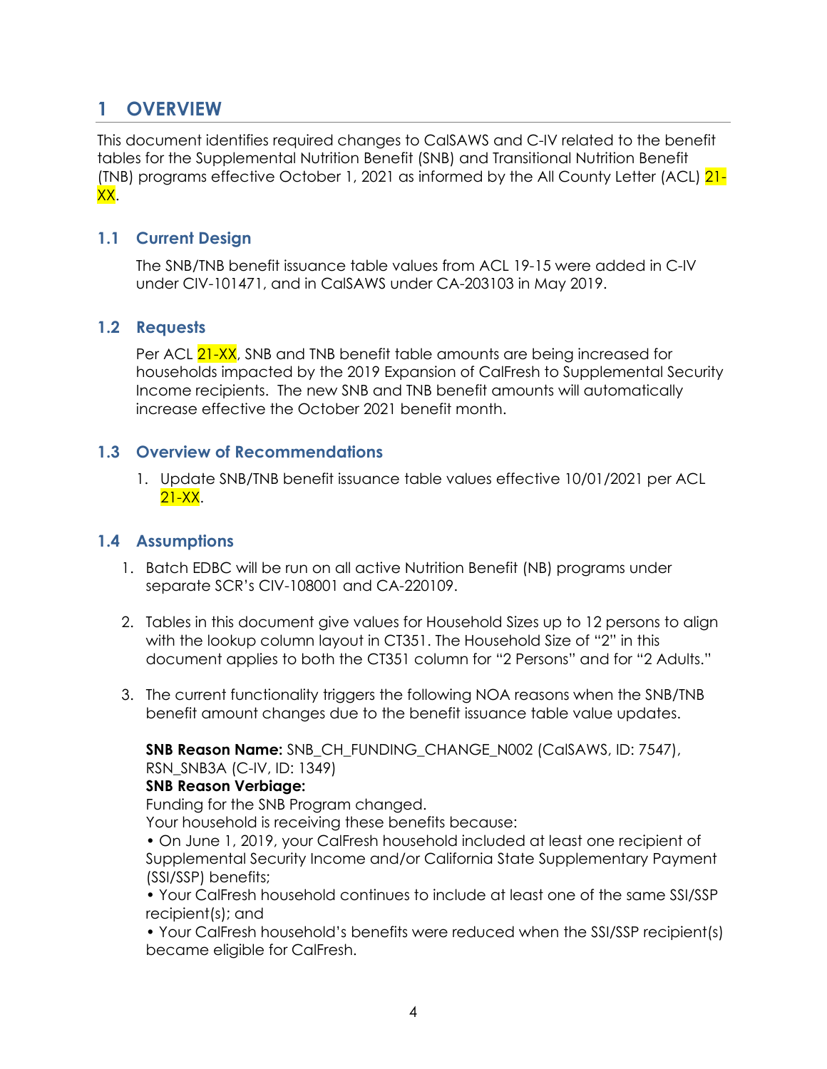# 1 OVERVIEW

This document identifies required changes to CalSAWS and C-IV related to the benefit tables for the Supplemental Nutrition Benefit (SNB) and Transitional Nutrition Benefit (TNB) programs effective October 1, 2021 as informed by the All County Letter (ACL) 21-XX.

## 1.1 Current Design

The SNB/TNB benefit issuance table values from ACL 19-15 were added in C-IV under CIV-101471, and in CalSAWS under CA-203103 in May 2019.

## 1.2 Requests

Per ACL 21-XX, SNB and TNB benefit table amounts are being increased for households impacted by the 2019 Expansion of CalFresh to Supplemental Security Income recipients. The new SNB and TNB benefit amounts will automatically increase effective the October 2021 benefit month.

## 1.3 Overview of Recommendations

1. Update SNB/TNB benefit issuance table values effective 10/01/2021 per ACL 21-XX.

## 1.4 Assumptions

1. Batch EDBC will be run on all active Nutrition Benefit (NB) programs under separate SCR's CIV-108001 and CA-220109.

2. Tables in this document give values for Household Sizes up to 12 persons to align with the lookup column layout in CT351. The Household Size of "2" in this document applies to both the CT351 column for "2 Persons" and for "2 Adults."

3. The current functionality triggers the following NOA reasons when the SNB/TNB benefit amount changes due to the benefit issuance table value updates.

   **SNB Reason Name:** SNB_CH_FUNDING_CHANGE_N002 (CalSAWS, ID: 7547), RSN_SNB3A (C-IV, ID: 1349)
   **SNB Reason Verbiage:**
   Funding for the SNB Program changed.
   Your household is receiving these benefits because:
   • On June 1, 2019, your CalFresh household included at least one recipient of Supplemental Security Income and/or California State Supplementary Payment (SSI/SSP) benefits;
   • Your CalFresh household continues to include at least one of the same SSI/SSP recipient(s); and
   • Your CalFresh household's benefits were reduced when the SSI/SSP recipient(s) became eligible for CalFresh.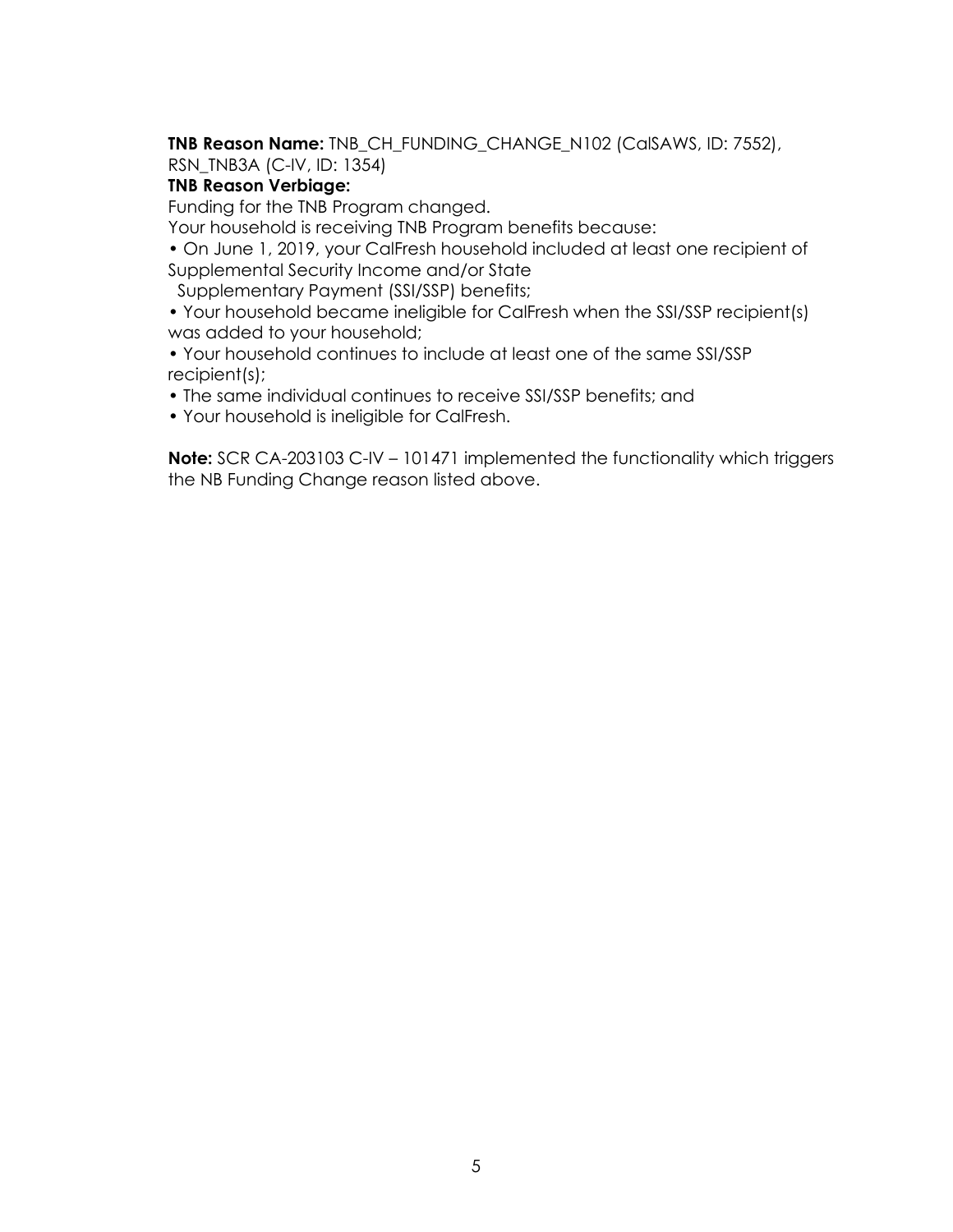**TNB Reason Name:** TNB_CH_FUNDING_CHANGE_N102 (CalSAWS, ID: 7552), RSN_TNB3A (C-IV, ID: 1354)

**TNB Reason Verbiage:**

Funding for the TNB Program changed.

Your household is receiving TNB Program benefits because:

- On June 1, 2019, your CalFresh household included at least one recipient of Supplemental Security Income and/or State Supplementary Payment (SSI/SSP) benefits;
- Your household became ineligible for CalFresh when the SSI/SSP recipient(s) was added to your household;
- Your household continues to include at least one of the same SSI/SSP recipient(s);
- The same individual continues to receive SSI/SSP benefits; and
- Your household is ineligible for CalFresh.

**Note:** SCR CA-203103 C-IV – 101471 implemented the functionality which triggers the NB Funding Change reason listed above.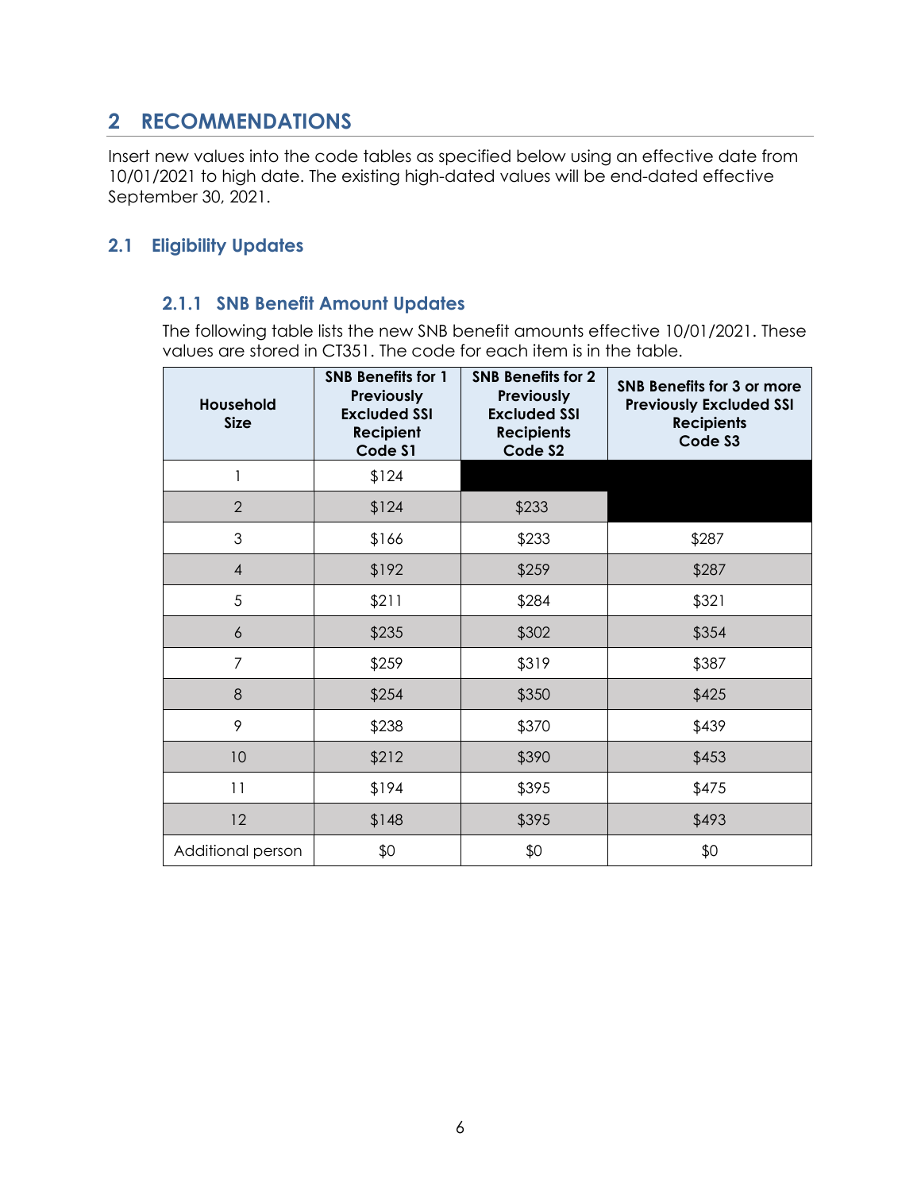# 2 RECOMMENDATIONS

Insert new values into the code tables as specified below using an effective date from 10/01/2021 to high date. The existing high-dated values will be end-dated effective September 30, 2021.

## 2.1 Eligibility Updates

### 2.1.1 SNB Benefit Amount Updates

The following table lists the new SNB benefit amounts effective 10/01/2021. These values are stored in CT351. The code for each item is in the table.

| Household Size | SNB Benefits for 1 Previously Excluded SSI Recipient Code S1 | SNB Benefits for 2 Previously Excluded SSI Recipients Code S2 | SNB Benefits for 3 or more Previously Excluded SSI Recipients Code S3 |
|---|---|---|---|
| 1 | $124 | | |
| 2 | $124 | $233 | |
| 3 | $166 | $233 | $287 |
| 4 | $192 | $259 | $287 |
| 5 | $211 | $284 | $321 |
| 6 | $235 | $302 | $354 |
| 7 | $259 | $319 | $387 |
| 8 | $254 | $350 | $425 |
| 9 | $238 | $370 | $439 |
| 10 | $212 | $390 | $453 |
| 11 | $194 | $395 | $475 |
| 12 | $148 | $395 | $493 |
| Additional person | $0 | $0 | $0 |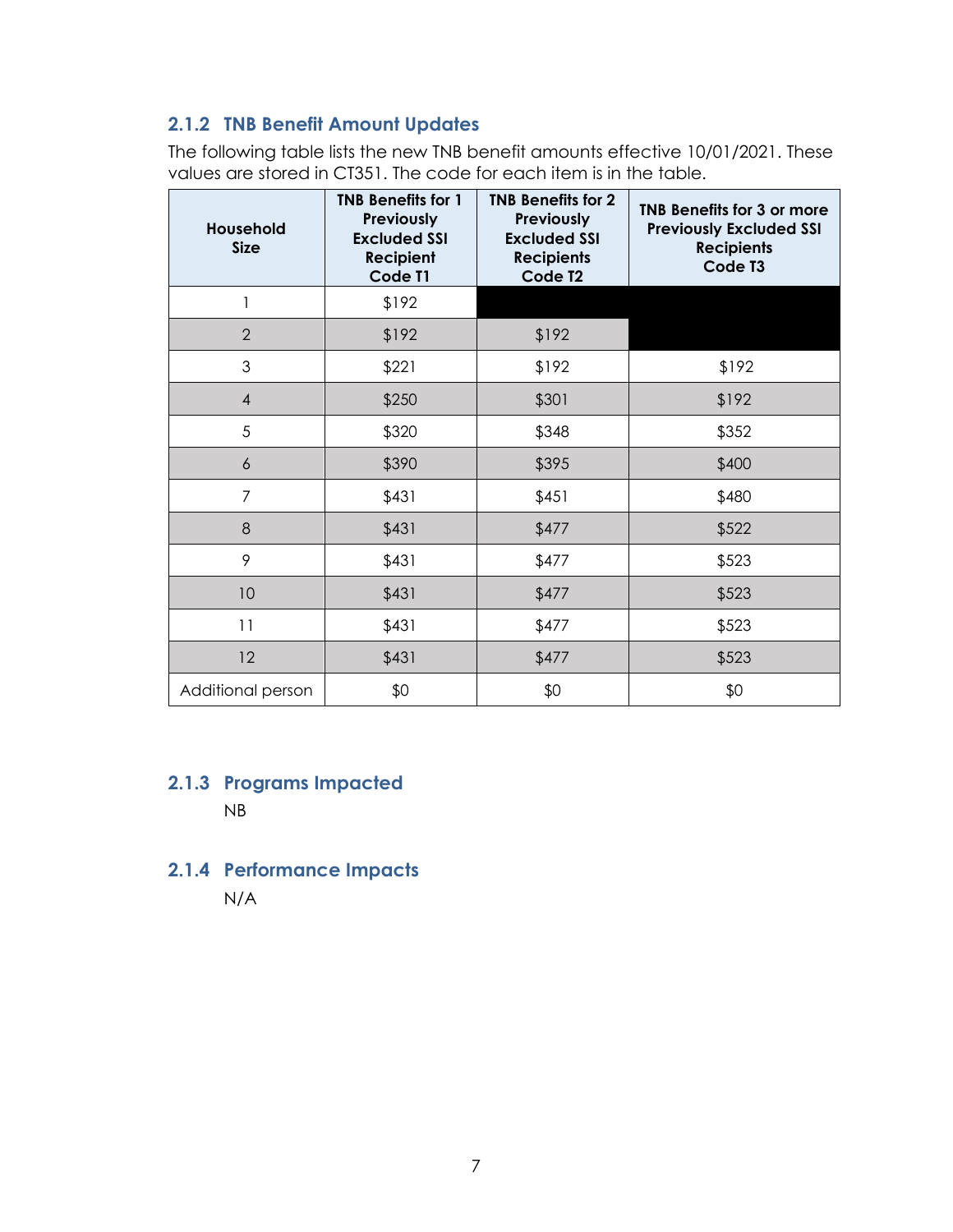### 2.1.2 TNB Benefit Amount Updates

The following table lists the new TNB benefit amounts effective 10/01/2021. These values are stored in CT351. The code for each item is in the table.

| Household Size | TNB Benefits for 1 Previously Excluded SSI Recipient Code T1 | TNB Benefits for 2 Previously Excluded SSI Recipients Code T2 | TNB Benefits for 3 or more Previously Excluded SSI Recipients Code T3 |
|---|---|---|---|
| 1 | $192 | | |
| 2 | $192 | $192 | |
| 3 | $221 | $192 | $192 |
| 4 | $250 | $301 | $192 |
| 5 | $320 | $348 | $352 |
| 6 | $390 | $395 | $400 |
| 7 | $431 | $451 | $480 |
| 8 | $431 | $477 | $522 |
| 9 | $431 | $477 | $523 |
| 10 | $431 | $477 | $523 |
| 11 | $431 | $477 | $523 |
| 12 | $431 | $477 | $523 |
| Additional person | $0 | $0 | $0 |

### 2.1.3 Programs Impacted

NB

### 2.1.4 Performance Impacts

N/A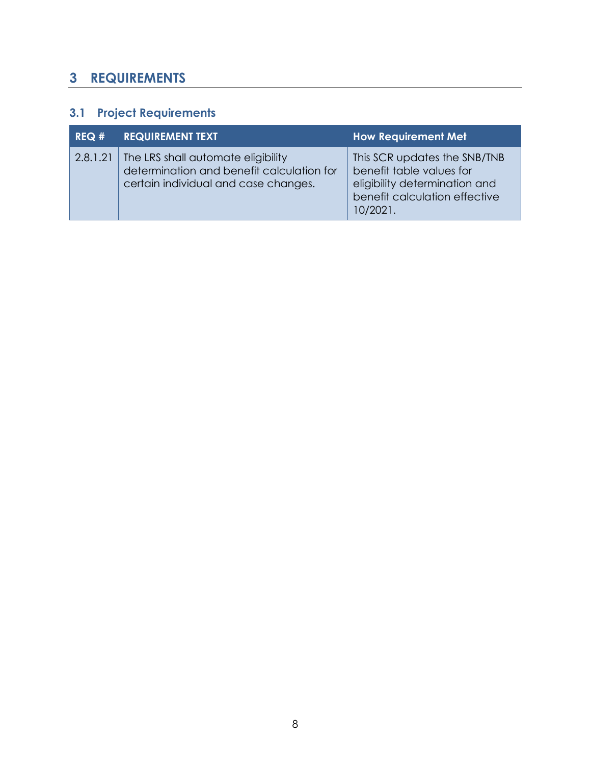# 3 REQUIREMENTS

## 3.1 Project Requirements

| REQ # | REQUIREMENT TEXT | How Requirement Met |
|---|---|---|
| 2.8.1.21 | The LRS shall automate eligibility determination and benefit calculation for certain individual and case changes. | This SCR updates the SNB/TNB benefit table values for eligibility determination and benefit calculation effective 10/2021. |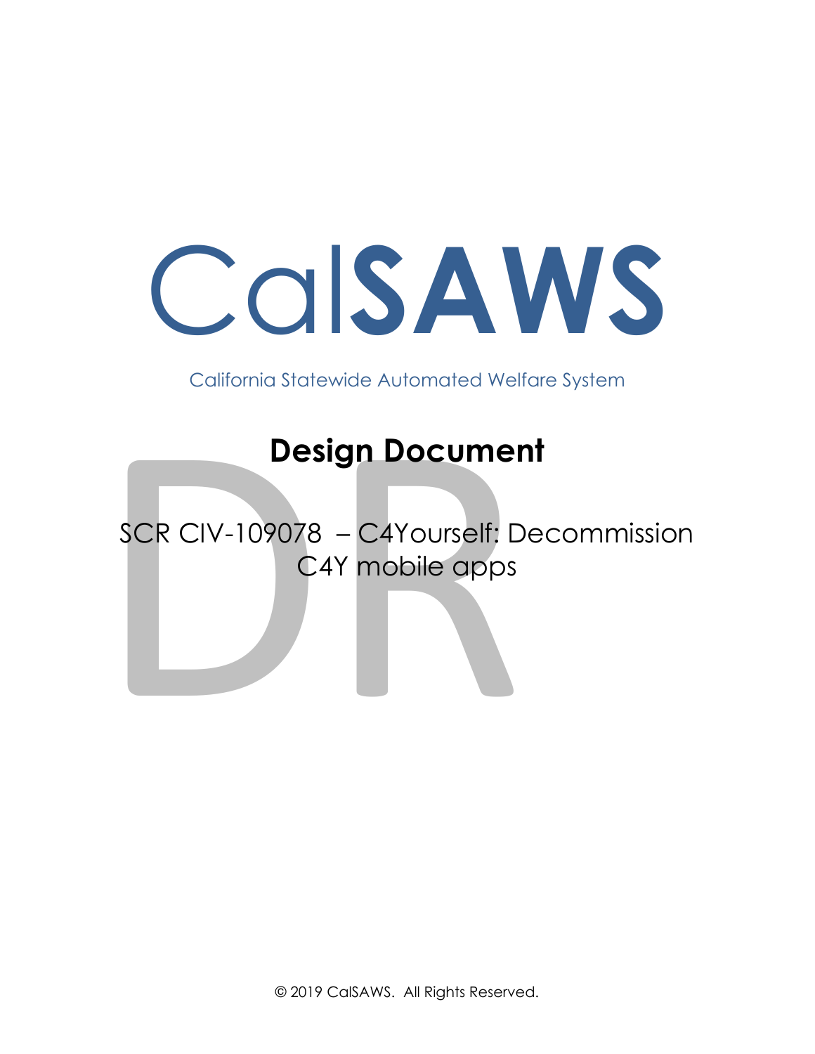# CalSAWS

California Statewide Automated Welfare System

## Design Document

SCR CIV-109078 – C4Yourself: Decommission C4Y mobile apps

© 2019 CalSAWS. All Rights Reserved.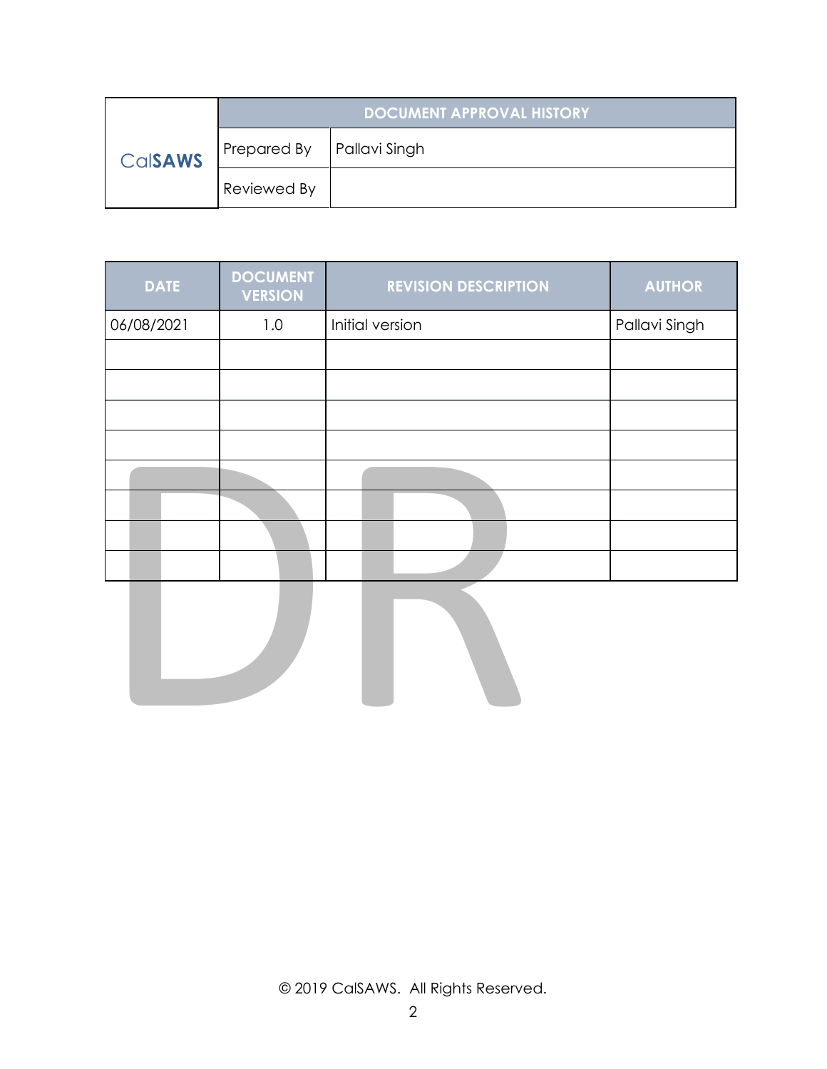| CalSAWS | DOCUMENT APPROVAL HISTORY | |
|---|---|---|
| | Prepared By | Pallavi Singh |
| | Reviewed By | |

| DATE | DOCUMENT VERSION | REVISION DESCRIPTION | AUTHOR |
|---|---|---|---|
| 06/08/2021 | 1.0 | Initial version | Pallavi Singh |
| | | | |
| | | | |
| | | | |
| | | | |
| | | | |
| | | | |
| | | | |
| | | | |

© 2019 CalSAWS. All Rights Reserved.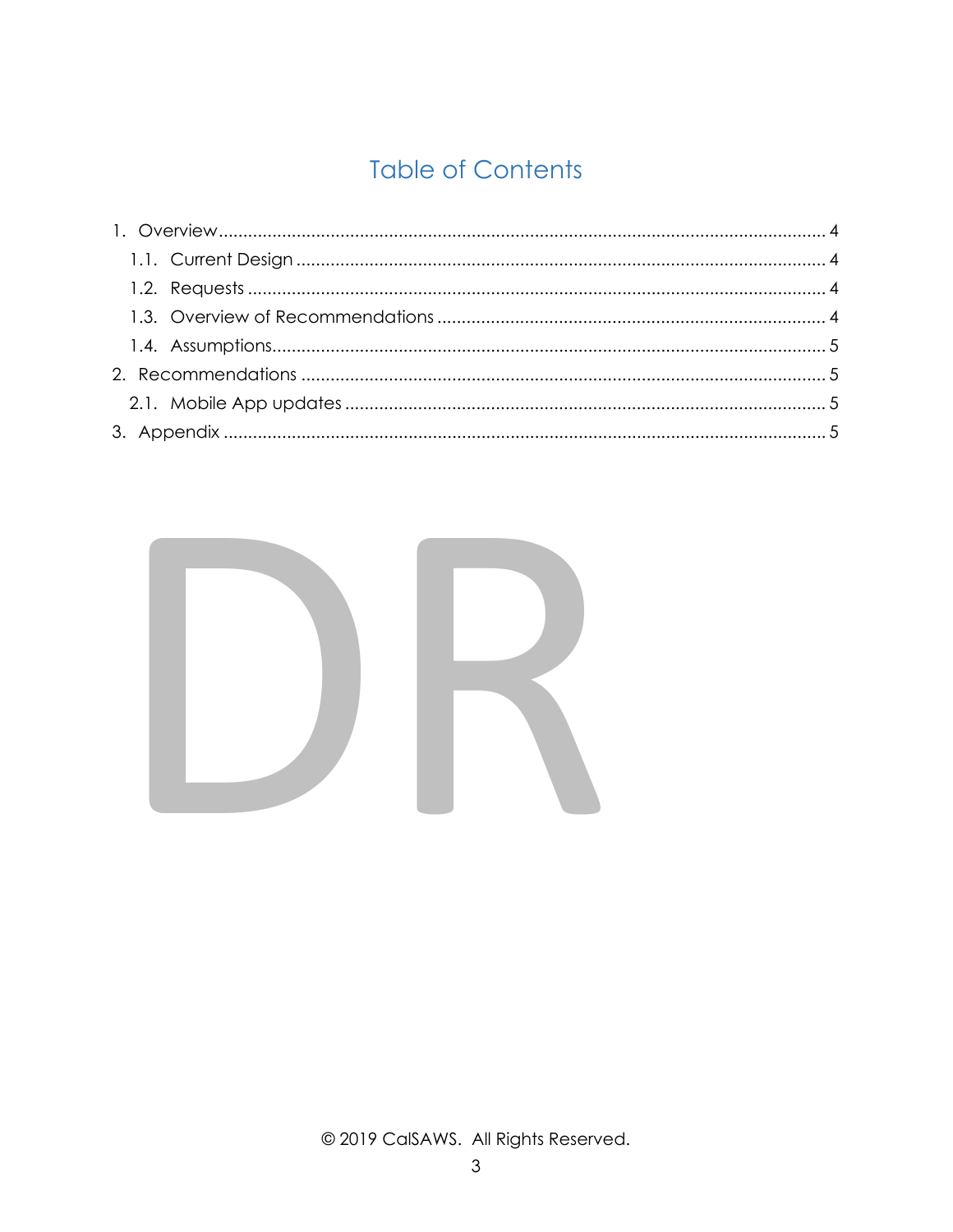# Table of Contents

1. Overview ............................................................................................................................. 4
   1.1. Current Design ............................................................................................................ 4
   1.2. Requests ..................................................................................................................... 4
   1.3. Overview of Recommendations ............................................................................... 4
   1.4. Assumptions................................................................................................................ 5
2. Recommendations ........................................................................................................... 5
   2.1. Mobile App updates .................................................................................................. 5
3. Appendix ........................................................................................................................... 5

DR

© 2019 CalSAWS. All Rights Reserved.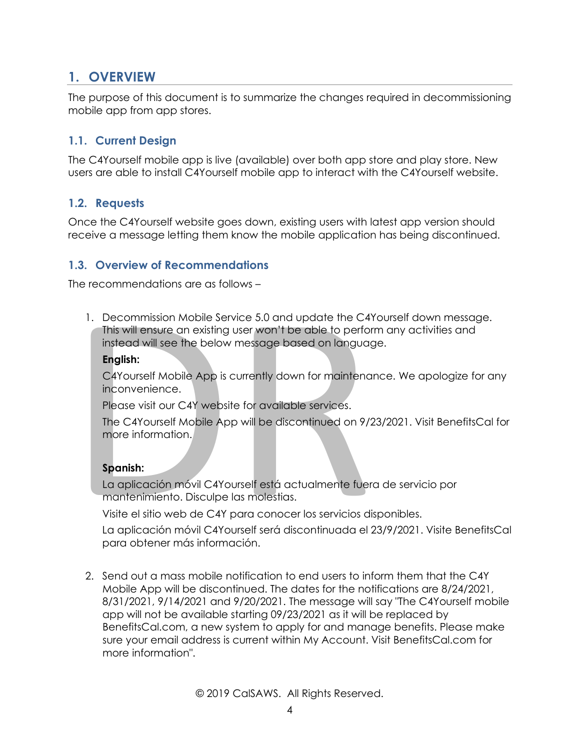# 1. OVERVIEW

The purpose of this document is to summarize the changes required in decommissioning mobile app from app stores.

## 1.1. Current Design

The C4Yourself mobile app is live (available) over both app store and play store. New users are able to install C4Yourself mobile app to interact with the C4Yourself website.

## 1.2. Requests

Once the C4Yourself website goes down, existing users with latest app version should receive a message letting them know the mobile application has being discontinued.

## 1.3. Overview of Recommendations

The recommendations are as follows –

1. Decommission Mobile Service 5.0 and update the C4Yourself down message. This will ensure an existing user won't be able to perform any activities and instead will see the below message based on language.

   **English:**

   C4Yourself Mobile App is currently down for maintenance. We apologize for any inconvenience.

   Please visit our C4Y website for available services.

   The C4Yourself Mobile App will be discontinued on 9/23/2021. Visit BenefitsCal for more information.

   **Spanish:**

   La aplicación móvil C4Yourself está actualmente fuera de servicio por mantenimiento. Disculpe las molestias.

   Visite el sitio web de C4Y para conocer los servicios disponibles.

   La aplicación móvil C4Yourself será discontinuada el 23/9/2021. Visite BenefitsCal para obtener más información.

2. Send out a mass mobile notification to end users to inform them that the C4Y Mobile App will be discontinued. The dates for the notifications are 8/24/2021, 8/31/2021, 9/14/2021 and 9/20/2021. The message will say "The C4Yourself mobile app will not be available starting 09/23/2021 as it will be replaced by BenefitsCal.com, a new system to apply for and manage benefits. Please make sure your email address is current within My Account. Visit BenefitsCal.com for more information".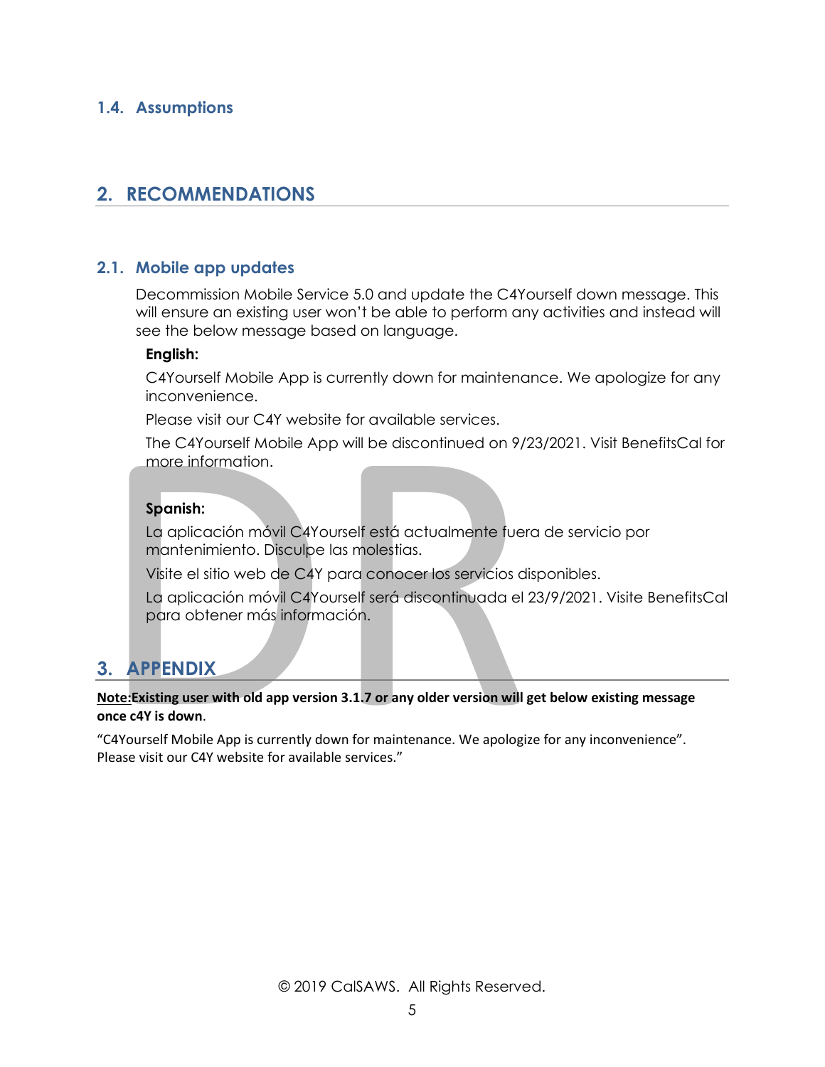### 1.4. Assumptions

## 2. RECOMMENDATIONS

### 2.1. Mobile app updates

Decommission Mobile Service 5.0 and update the C4Yourself down message. This will ensure an existing user won't be able to perform any activities and instead will see the below message based on language.

**English:**

C4Yourself Mobile App is currently down for maintenance. We apologize for any inconvenience.

Please visit our C4Y website for available services.

The C4Yourself Mobile App will be discontinued on 9/23/2021. Visit BenefitsCal for more information.

**Spanish:**

La aplicación móvil C4Yourself está actualmente fuera de servicio por mantenimiento. Disculpe las molestias.

Visite el sitio web de C4Y para conocer los servicios disponibles.

La aplicación móvil C4Yourself será discontinuada el 23/9/2021. Visite BenefitsCal para obtener más información.

## 3. APPENDIX

**Note:Existing user with old app version 3.1.7 or any older version will get below existing message once c4Y is down**.

"C4Yourself Mobile App is currently down for maintenance. We apologize for any inconvenience". Please visit our C4Y website for available services."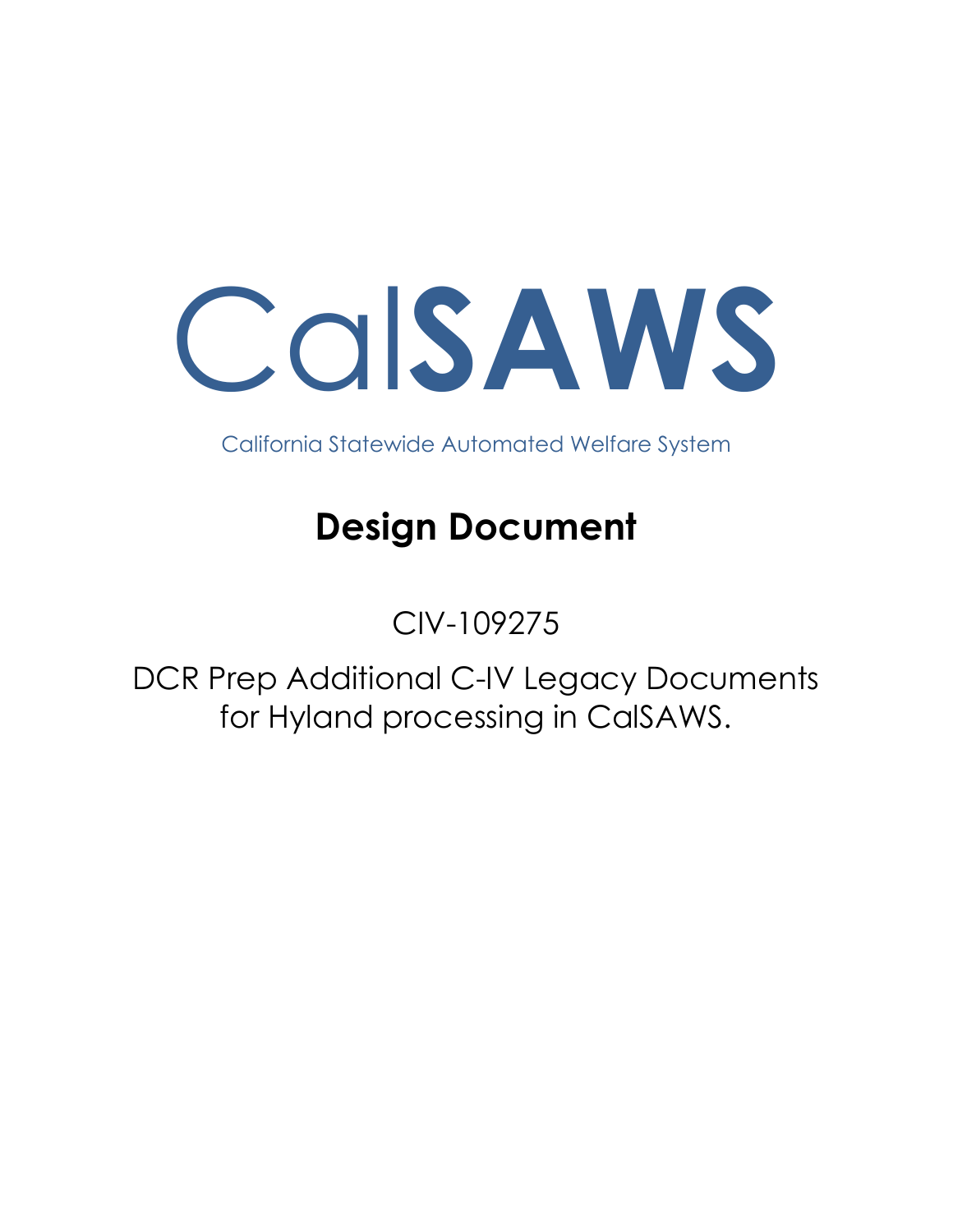# CalSAWS

California Statewide Automated Welfare System

## Design Document

CIV-109275

DCR Prep Additional C-IV Legacy Documents for Hyland processing in CalSAWS.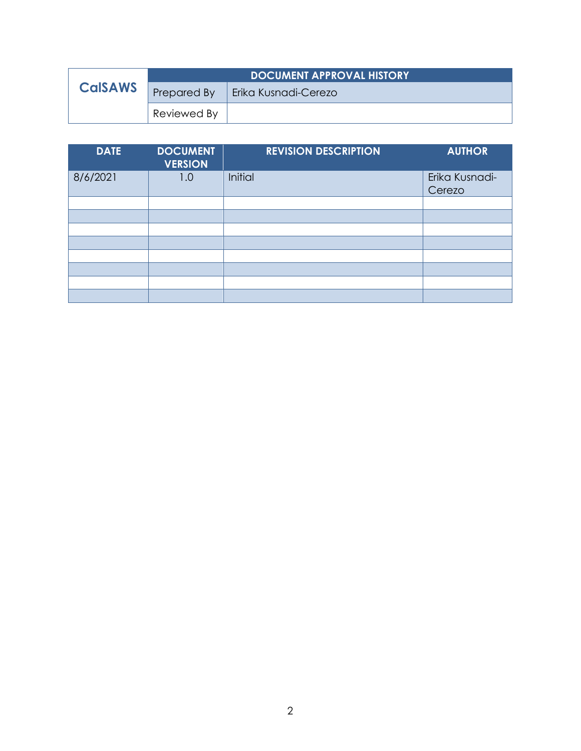| CalSAWS | DOCUMENT APPROVAL HISTORY | |
|---|---|---|
| | Prepared By | Erika Kusnadi-Cerezo |
| | Reviewed By | |

| DATE | DOCUMENT VERSION | REVISION DESCRIPTION | AUTHOR |
|---|---|---|---|
| 8/6/2021 | 1.0 | Initial | Erika Kusnadi-Cerezo |
| | | | |
| | | | |
| | | | |
| | | | |
| | | | |
| | | | |
| | | | |
| | | | |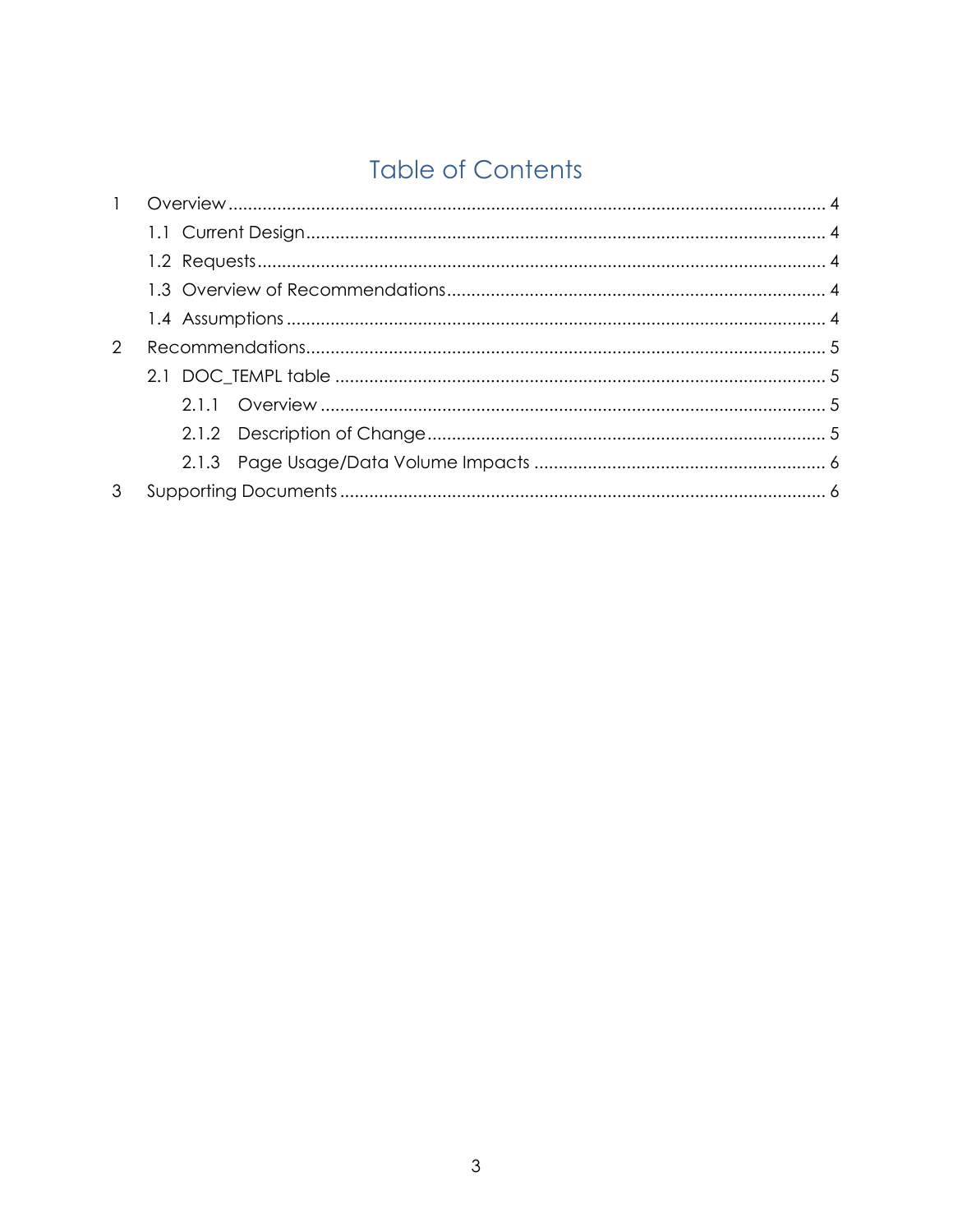# Table of Contents

1 Overview ........................................................................................................................ 4

  1.1 Current Design ....................................................................................................... 4

  1.2 Requests ................................................................................................................ 4

  1.3 Overview of Recommendations ........................................................................... 4

  1.4 Assumptions .......................................................................................................... 4

2 Recommendations ........................................................................................................ 5

  2.1 DOC_TEMPL table .................................................................................................. 5

    2.1.1 Overview ......................................................................................................... 5

    2.1.2 Description of Change ................................................................................... 5

    2.1.3 Page Usage/Data Volume Impacts ............................................................... 6

3 Supporting Documents ................................................................................................. 6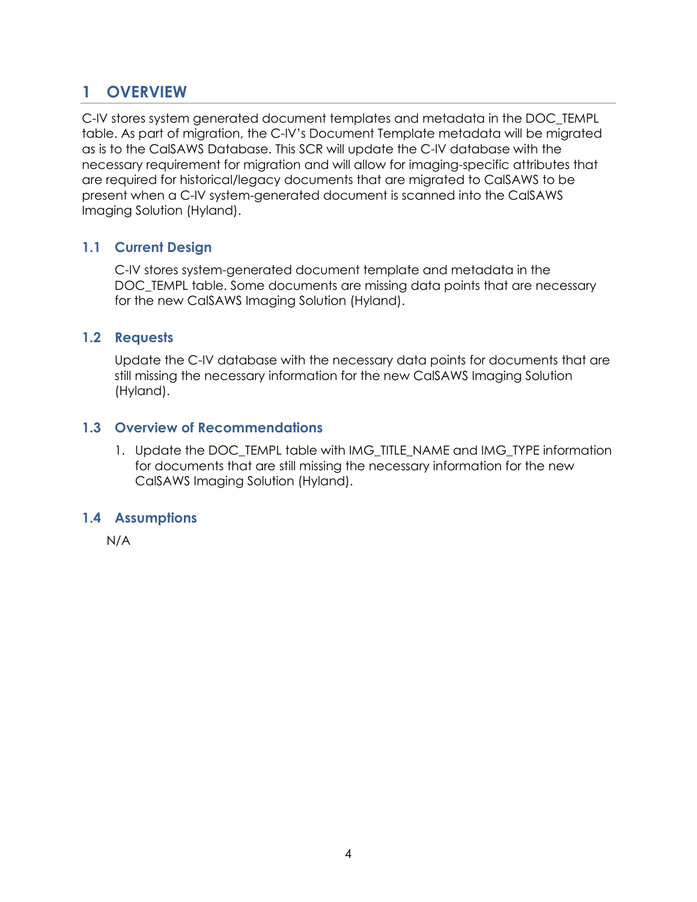# 1 OVERVIEW

C-IV stores system generated document templates and metadata in the DOC_TEMPL table. As part of migration, the C-IV's Document Template metadata will be migrated as is to the CalSAWS Database. This SCR will update the C-IV database with the necessary requirement for migration and will allow for imaging-specific attributes that are required for historical/legacy documents that are migrated to CalSAWS to be present when a C-IV system-generated document is scanned into the CalSAWS Imaging Solution (Hyland).

## 1.1 Current Design

C-IV stores system-generated document template and metadata in the DOC_TEMPL table. Some documents are missing data points that are necessary for the new CalSAWS Imaging Solution (Hyland).

## 1.2 Requests

Update the C-IV database with the necessary data points for documents that are still missing the necessary information for the new CalSAWS Imaging Solution (Hyland).

## 1.3 Overview of Recommendations

1. Update the DOC_TEMPL table with IMG_TITLE_NAME and IMG_TYPE information for documents that are still missing the necessary information for the new CalSAWS Imaging Solution (Hyland).

## 1.4 Assumptions

N/A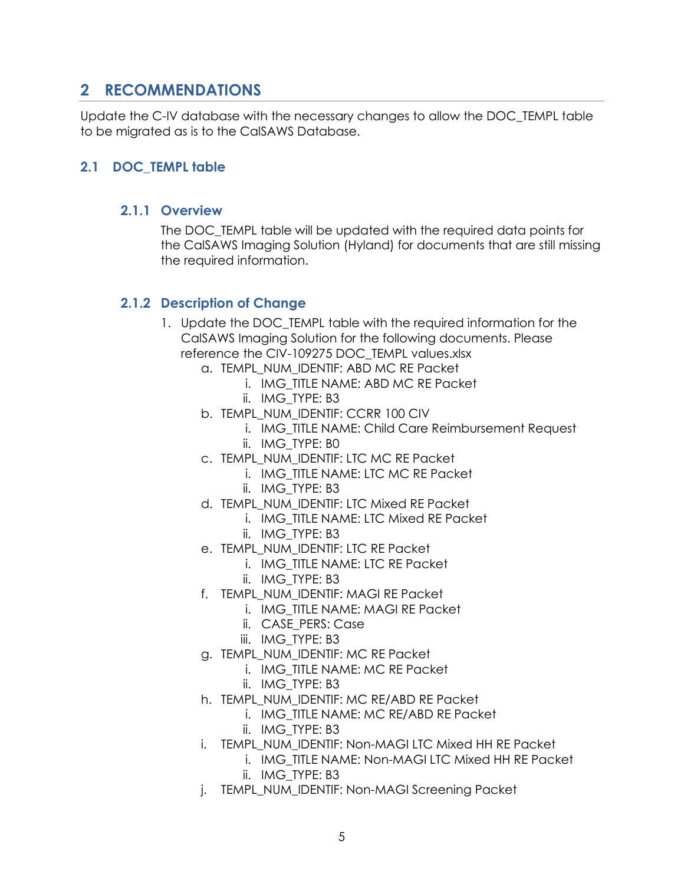# 2 RECOMMENDATIONS

Update the C-IV database with the necessary changes to allow the DOC_TEMPL table to be migrated as is to the CalSAWS Database.

## 2.1 DOC_TEMPL table

### 2.1.1 Overview

The DOC_TEMPL table will be updated with the required data points for the CalSAWS Imaging Solution (Hyland) for documents that are still missing the required information.

### 2.1.2 Description of Change

1. Update the DOC_TEMPL table with the required information for the CalSAWS Imaging Solution for the following documents. Please reference the CIV-109275 DOC_TEMPL values.xlsx
   a. TEMPL_NUM_IDENTIF: ABD MC RE Packet
      i. IMG_TITLE NAME: ABD MC RE Packet
      ii. IMG_TYPE: B3
   b. TEMPL_NUM_IDENTIF: CCRR 100 CIV
      i. IMG_TITLE NAME: Child Care Reimbursement Request
      ii. IMG_TYPE: B0
   c. TEMPL_NUM_IDENTIF: LTC MC RE Packet
      i. IMG_TITLE NAME: LTC MC RE Packet
      ii. IMG_TYPE: B3
   d. TEMPL_NUM_IDENTIF: LTC Mixed RE Packet
      i. IMG_TITLE NAME: LTC Mixed RE Packet
      ii. IMG_TYPE: B3
   e. TEMPL_NUM_IDENTIF: LTC RE Packet
      i. IMG_TITLE NAME: LTC RE Packet
      ii. IMG_TYPE: B3
   f. TEMPL_NUM_IDENTIF: MAGI RE Packet
      i. IMG_TITLE NAME: MAGI RE Packet
      ii. CASE_PERS: Case
      iii. IMG_TYPE: B3
   g. TEMPL_NUM_IDENTIF: MC RE Packet
      i. IMG_TITLE NAME: MC RE Packet
      ii. IMG_TYPE: B3
   h. TEMPL_NUM_IDENTIF: MC RE/ABD RE Packet
      i. IMG_TITLE NAME: MC RE/ABD RE Packet
      ii. IMG_TYPE: B3
   i. TEMPL_NUM_IDENTIF: Non-MAGI LTC Mixed HH RE Packet
      i. IMG_TITLE NAME: Non-MAGI LTC Mixed HH RE Packet
      ii. IMG_TYPE: B3
   j. TEMPL_NUM_IDENTIF: Non-MAGI Screening Packet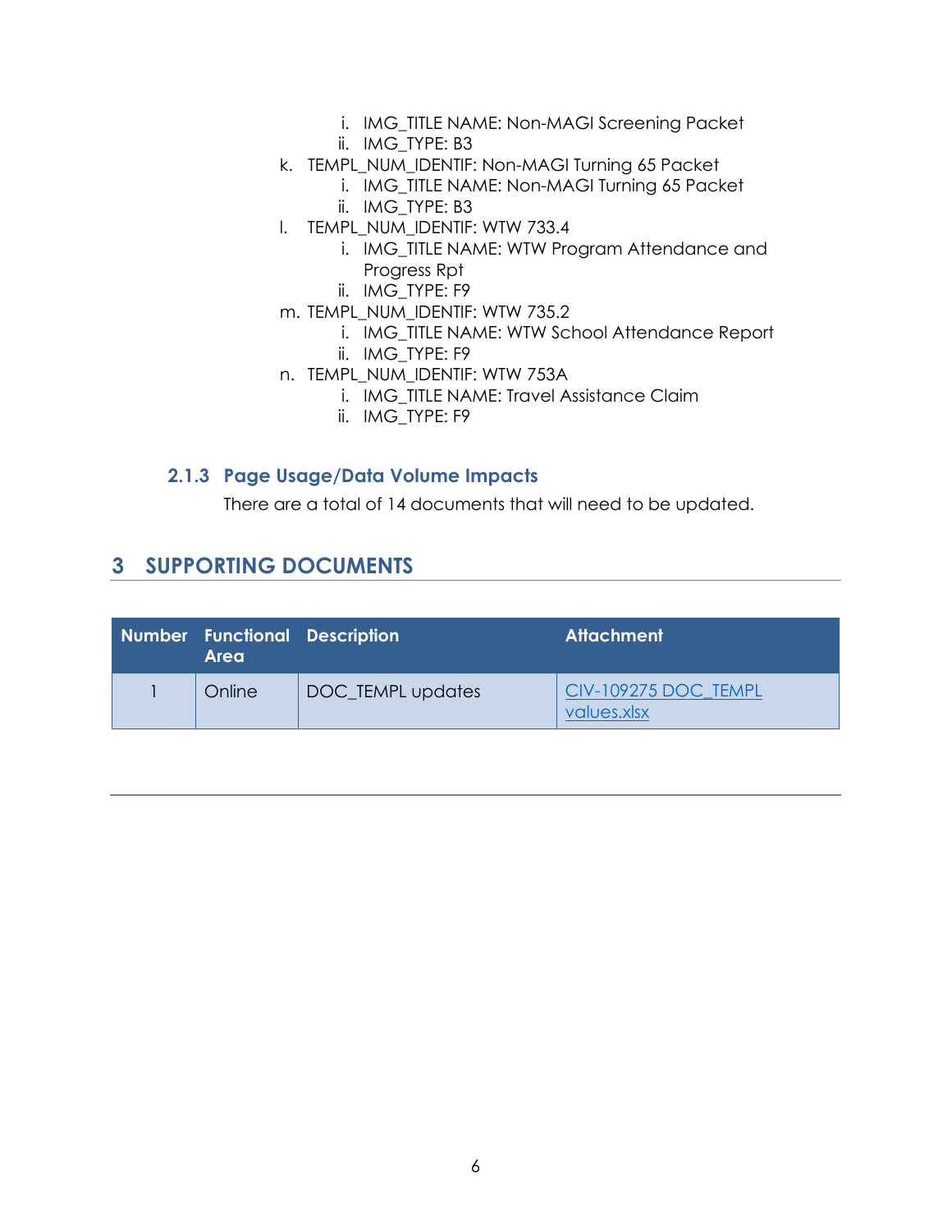i. IMG_TITLE NAME: Non-MAGI Screening Packet
      ii. IMG_TYPE: B3

k. TEMPL_NUM_IDENTIF: Non-MAGI Turning 65 Packet
   i. IMG_TITLE NAME: Non-MAGI Turning 65 Packet
   ii. IMG_TYPE: B3
l. TEMPL_NUM_IDENTIF: WTW 733.4
   i. IMG_TITLE NAME: WTW Program Attendance and Progress Rpt
   ii. IMG_TYPE: F9
m. TEMPL_NUM_IDENTIF: WTW 735.2
   i. IMG_TITLE NAME: WTW School Attendance Report
   ii. IMG_TYPE: F9
n. TEMPL_NUM_IDENTIF: WTW 753A
   i. IMG_TITLE NAME: Travel Assistance Claim
   ii. IMG_TYPE: F9

### 2.1.3 Page Usage/Data Volume Impacts

There are a total of 14 documents that will need to be updated.

# 3 SUPPORTING DOCUMENTS

| Number | Functional Area | Description | Attachment |
|---|---|---|---|
| 1 | Online | DOC_TEMPL updates | CIV-109275 DOC_TEMPL values.xlsx |